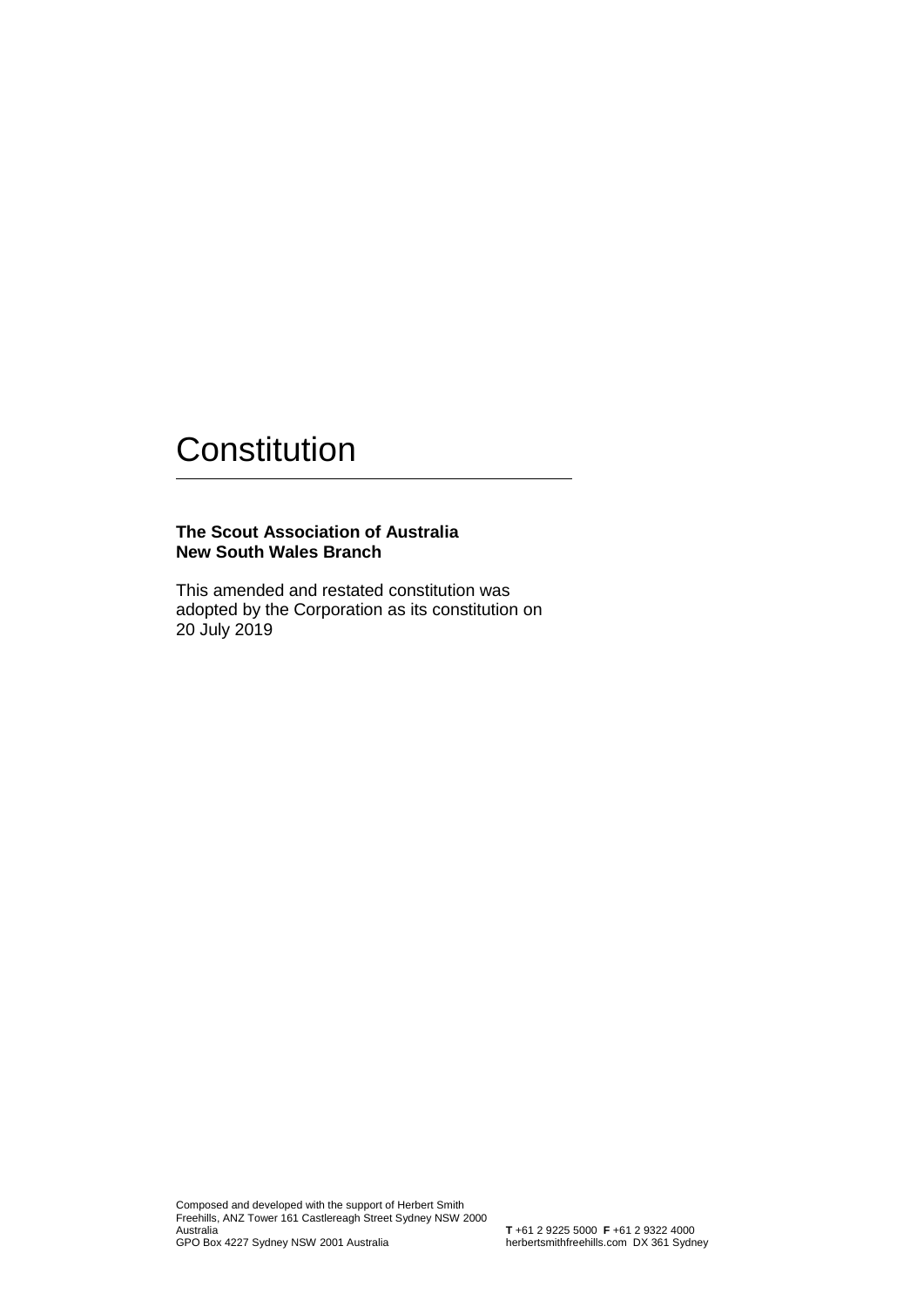# Constitution

**The Scout Association of Australia**
**New South Wales Branch**

This amended and restated constitution was adopted by the Corporation as its constitution on 20 July 2019

Composed and developed with the support of Herbert Smith Freehills, ANZ Tower 161 Castlereagh Street Sydney NSW 2000 Australia
GPO Box 4227 Sydney NSW 2001 Australia

**T** +61 2 9225 5000 **F** +61 2 9322 4000
herbertsmithfreehills.com DX 361 Sydney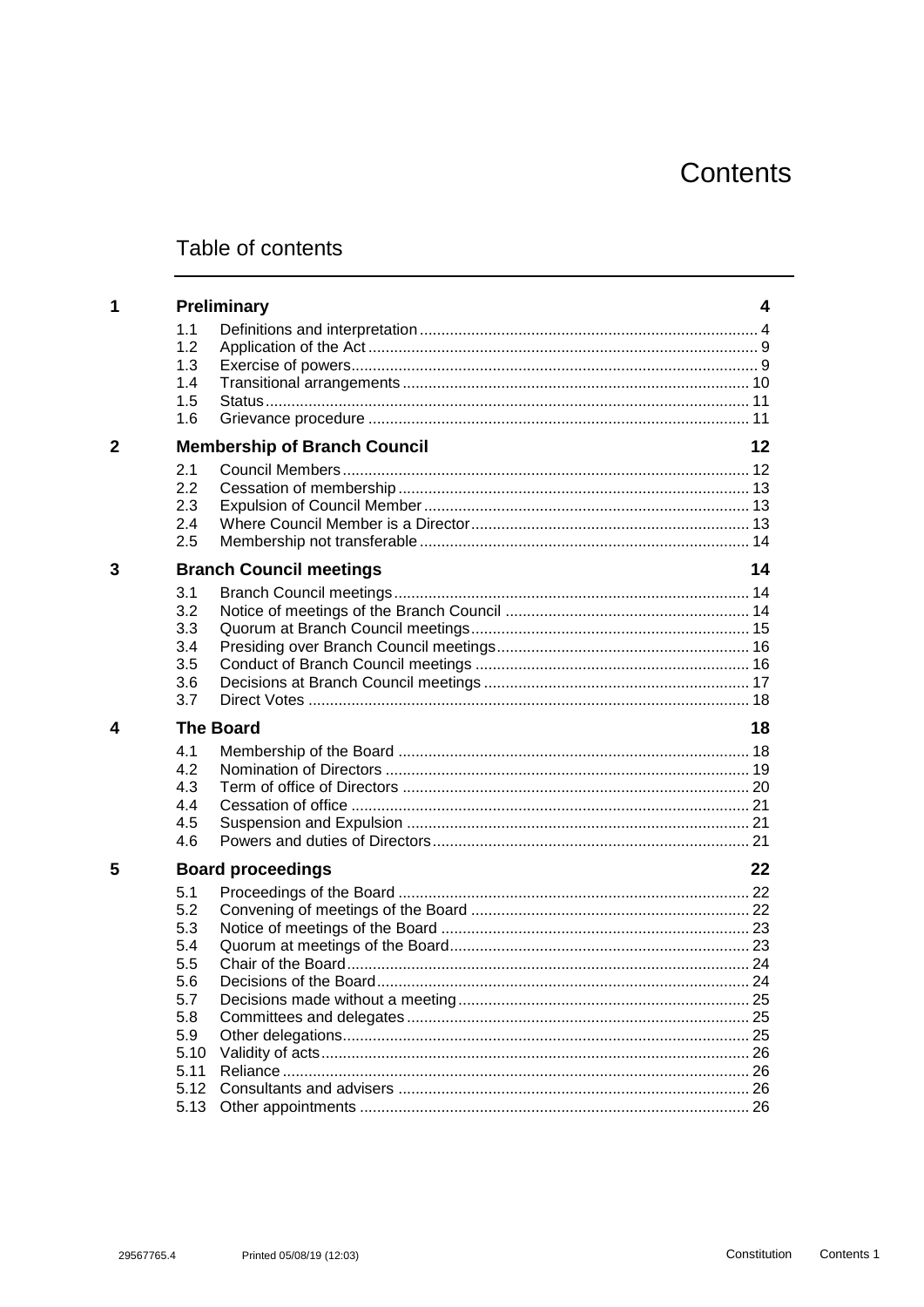# Contents

## Table of contents

| | | |
|---|---|---|
| **1** | **Preliminary** | **4** |
| 1.1 | Definitions and interpretation | 4 |
| 1.2 | Application of the Act | 9 |
| 1.3 | Exercise of powers | 9 |
| 1.4 | Transitional arrangements | 10 |
| 1.5 | Status | 11 |
| 1.6 | Grievance procedure | 11 |
| **2** | **Membership of Branch Council** | **12** |
| 2.1 | Council Members | 12 |
| 2.2 | Cessation of membership | 13 |
| 2.3 | Expulsion of Council Member | 13 |
| 2.4 | Where Council Member is a Director | 13 |
| 2.5 | Membership not transferable | 14 |
| **3** | **Branch Council meetings** | **14** |
| 3.1 | Branch Council meetings | 14 |
| 3.2 | Notice of meetings of the Branch Council | 14 |
| 3.3 | Quorum at Branch Council meetings | 15 |
| 3.4 | Presiding over Branch Council meetings | 16 |
| 3.5 | Conduct of Branch Council meetings | 16 |
| 3.6 | Decisions at Branch Council meetings | 17 |
| 3.7 | Direct Votes | 18 |
| **4** | **The Board** | **18** |
| 4.1 | Membership of the Board | 18 |
| 4.2 | Nomination of Directors | 19 |
| 4.3 | Term of office of Directors | 20 |
| 4.4 | Cessation of office | 21 |
| 4.5 | Suspension and Expulsion | 21 |
| 4.6 | Powers and duties of Directors | 21 |
| **5** | **Board proceedings** | **22** |
| 5.1 | Proceedings of the Board | 22 |
| 5.2 | Convening of meetings of the Board | 22 |
| 5.3 | Notice of meetings of the Board | 23 |
| 5.4 | Quorum at meetings of the Board | 23 |
| 5.5 | Chair of the Board | 24 |
| 5.6 | Decisions of the Board | 24 |
| 5.7 | Decisions made without a meeting | 25 |
| 5.8 | Committees and delegates | 25 |
| 5.9 | Other delegations | 25 |
| 5.10 | Validity of acts | 26 |
| 5.11 | Reliance | 26 |
| 5.12 | Consultants and advisers | 26 |
| 5.13 | Other appointments | 26 |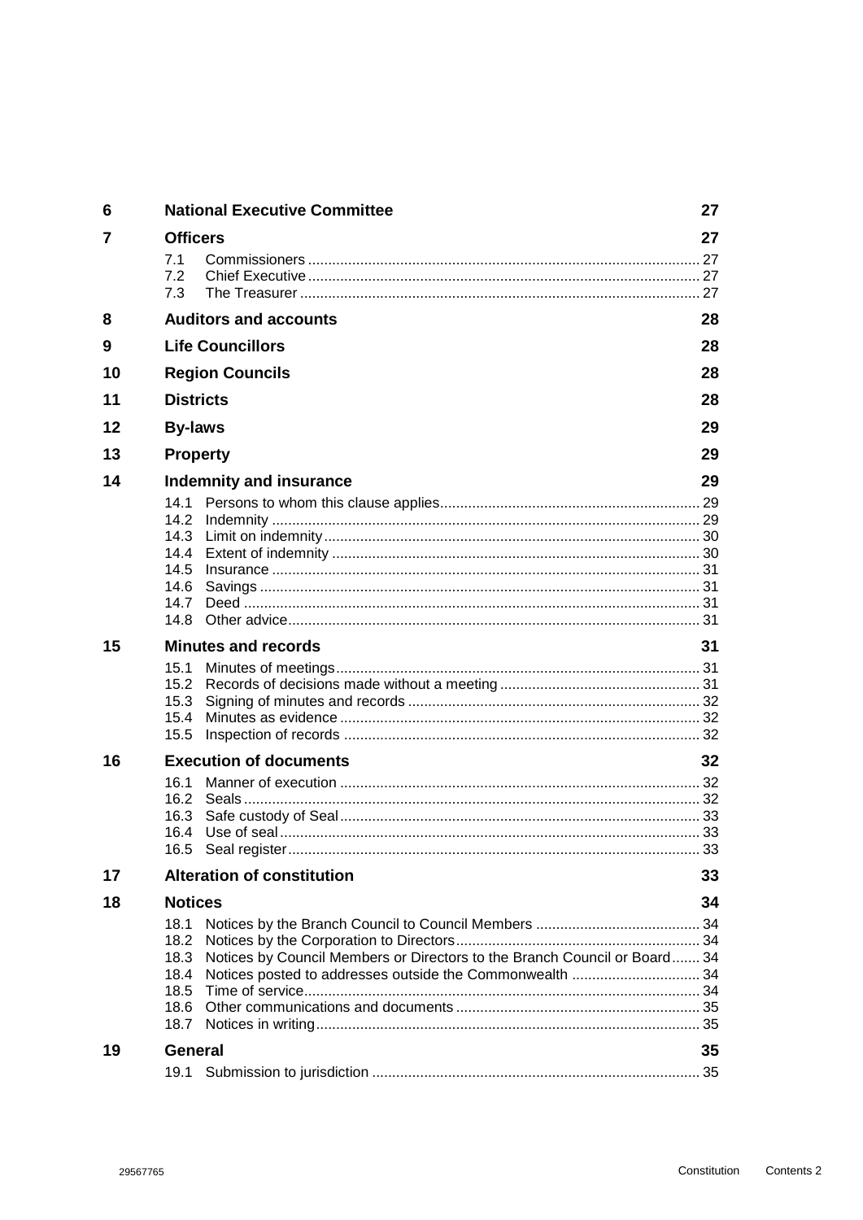| | | |
|---|---|---|
| **6** | **National Executive Committee** | **27** |
| **7** | **Officers** | **27** |
| | 7.1 Commissioners | 27 |
| | 7.2 Chief Executive | 27 |
| | 7.3 The Treasurer | 27 |
| **8** | **Auditors and accounts** | **28** |
| **9** | **Life Councillors** | **28** |
| **10** | **Region Councils** | **28** |
| **11** | **Districts** | **28** |
| **12** | **By-laws** | **29** |
| **13** | **Property** | **29** |
| **14** | **Indemnity and insurance** | **29** |
| | 14.1 Persons to whom this clause applies | 29 |
| | 14.2 Indemnity | 29 |
| | 14.3 Limit on indemnity | 30 |
| | 14.4 Extent of indemnity | 30 |
| | 14.5 Insurance | 31 |
| | 14.6 Savings | 31 |
| | 14.7 Deed | 31 |
| | 14.8 Other advice | 31 |
| **15** | **Minutes and records** | **31** |
| | 15.1 Minutes of meetings | 31 |
| | 15.2 Records of decisions made without a meeting | 31 |
| | 15.3 Signing of minutes and records | 32 |
| | 15.4 Minutes as evidence | 32 |
| | 15.5 Inspection of records | 32 |
| **16** | **Execution of documents** | **32** |
| | 16.1 Manner of execution | 32 |
| | 16.2 Seals | 32 |
| | 16.3 Safe custody of Seal | 33 |
| | 16.4 Use of seal | 33 |
| | 16.5 Seal register | 33 |
| **17** | **Alteration of constitution** | **33** |
| **18** | **Notices** | **34** |
| | 18.1 Notices by the Branch Council to Council Members | 34 |
| | 18.2 Notices by the Corporation to Directors | 34 |
| | 18.3 Notices by Council Members or Directors to the Branch Council or Board | 34 |
| | 18.4 Notices posted to addresses outside the Commonwealth | 34 |
| | 18.5 Time of service | 34 |
| | 18.6 Other communications and documents | 35 |
| | 18.7 Notices in writing | 35 |
| **19** | **General** | **35** |
| | 19.1 Submission to jurisdiction | 35 |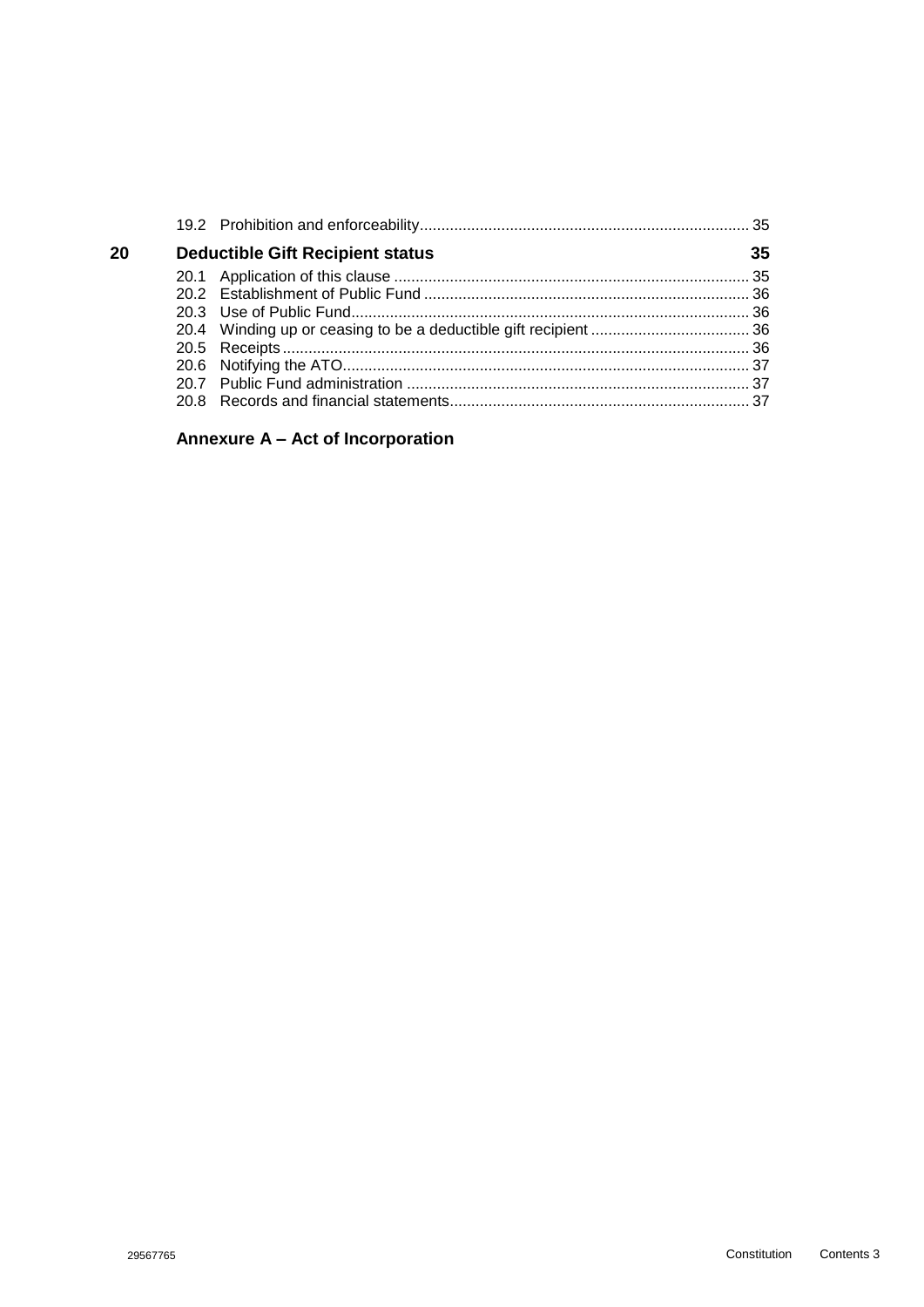| | | |
|---|---|---|
| | 19.2 Prohibition and enforceability | 35 |
| **20** | **Deductible Gift Recipient status** | **35** |
| | 20.1 Application of this clause | 35 |
| | 20.2 Establishment of Public Fund | 36 |
| | 20.3 Use of Public Fund | 36 |
| | 20.4 Winding up or ceasing to be a deductible gift recipient | 36 |
| | 20.5 Receipts | 36 |
| | 20.6 Notifying the ATO | 37 |
| | 20.7 Public Fund administration | 37 |
| | 20.8 Records and financial statements | 37 |
| | **Annexure A – Act of Incorporation** | |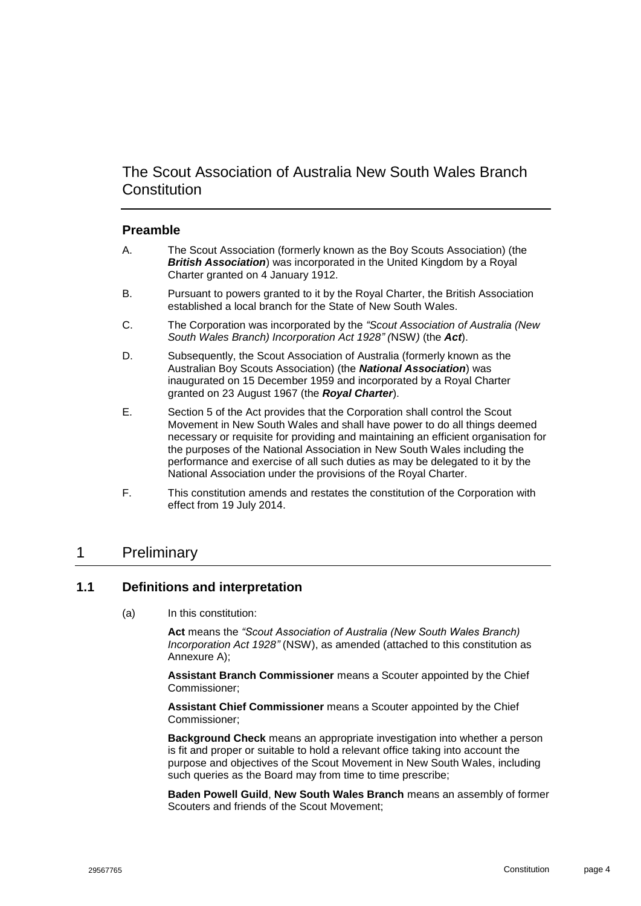# The Scout Association of Australia New South Wales Branch Constitution

## Preamble

A. The Scout Association (formerly known as the Boy Scouts Association) (the ***British Association***) was incorporated in the United Kingdom by a Royal Charter granted on 4 January 1912.

B. Pursuant to powers granted to it by the Royal Charter, the British Association established a local branch for the State of New South Wales.

C. The Corporation was incorporated by the *"Scout Association of Australia (New South Wales Branch) Incorporation Act 1928" (*NSW*)* (the ***Act***).

D. Subsequently, the Scout Association of Australia (formerly known as the Australian Boy Scouts Association) (the ***National Association***) was inaugurated on 15 December 1959 and incorporated by a Royal Charter granted on 23 August 1967 (the ***Royal Charter***).

E. Section 5 of the Act provides that the Corporation shall control the Scout Movement in New South Wales and shall have power to do all things deemed necessary or requisite for providing and maintaining an efficient organisation for the purposes of the National Association in New South Wales including the performance and exercise of all such duties as may be delegated to it by the National Association under the provisions of the Royal Charter.

F. This constitution amends and restates the constitution of the Corporation with effect from 19 July 2014.

# 1 Preliminary

## 1.1 Definitions and interpretation

(a) In this constitution:

**Act** means the *"Scout Association of Australia (New South Wales Branch) Incorporation Act 1928"* (NSW), as amended (attached to this constitution as Annexure A);

**Assistant Branch Commissioner** means a Scouter appointed by the Chief Commissioner;

**Assistant Chief Commissioner** means a Scouter appointed by the Chief Commissioner;

**Background Check** means an appropriate investigation into whether a person is fit and proper or suitable to hold a relevant office taking into account the purpose and objectives of the Scout Movement in New South Wales, including such queries as the Board may from time to time prescribe;

**Baden Powell Guild**, **New South Wales Branch** means an assembly of former Scouters and friends of the Scout Movement;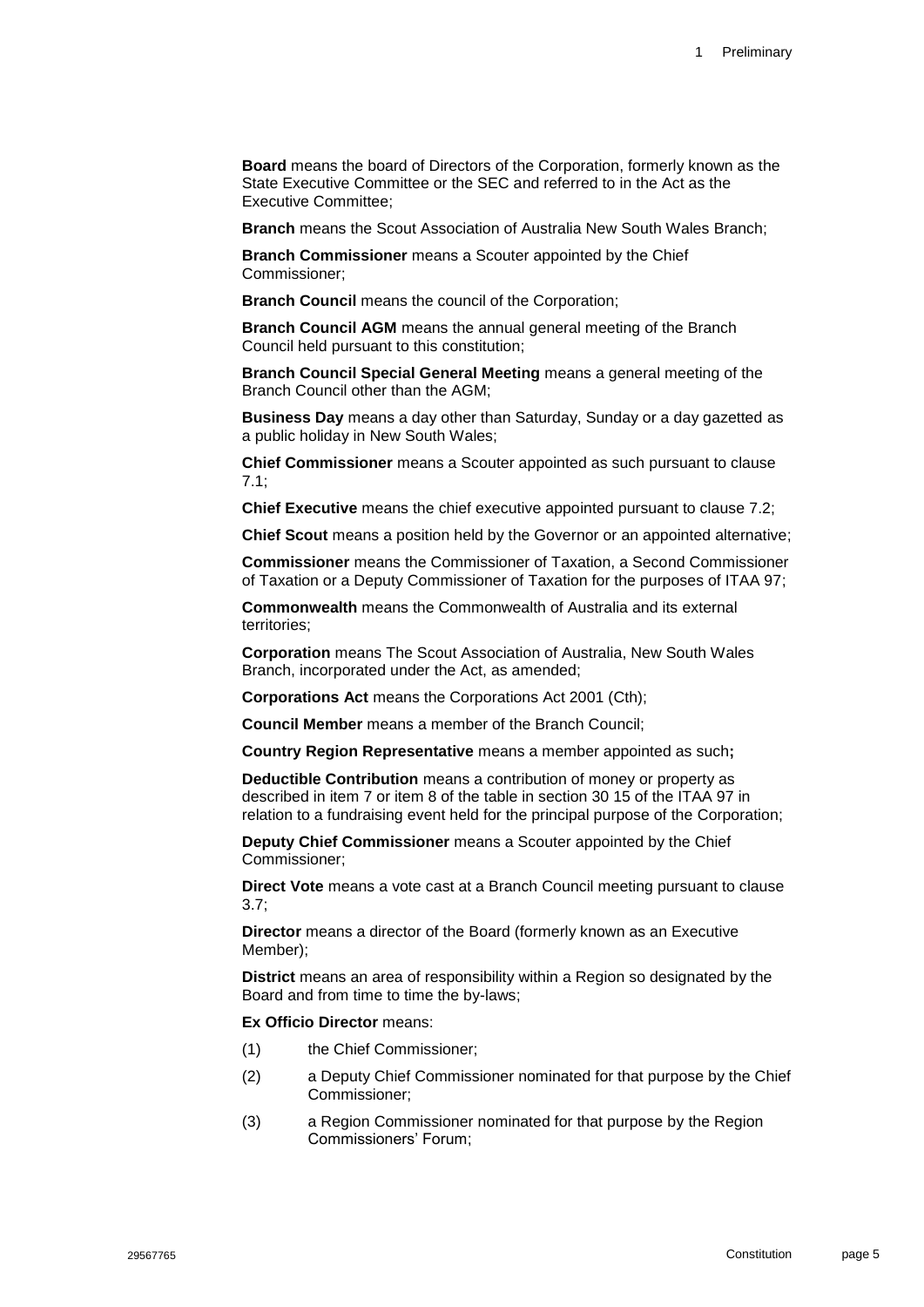**Board** means the board of Directors of the Corporation, formerly known as the State Executive Committee or the SEC and referred to in the Act as the Executive Committee;

**Branch** means the Scout Association of Australia New South Wales Branch;

**Branch Commissioner** means a Scouter appointed by the Chief Commissioner;

**Branch Council** means the council of the Corporation;

**Branch Council AGM** means the annual general meeting of the Branch Council held pursuant to this constitution;

**Branch Council Special General Meeting** means a general meeting of the Branch Council other than the AGM;

**Business Day** means a day other than Saturday, Sunday or a day gazetted as a public holiday in New South Wales;

**Chief Commissioner** means a Scouter appointed as such pursuant to clause 7.1;

**Chief Executive** means the chief executive appointed pursuant to clause 7.2;

**Chief Scout** means a position held by the Governor or an appointed alternative;

**Commissioner** means the Commissioner of Taxation, a Second Commissioner of Taxation or a Deputy Commissioner of Taxation for the purposes of ITAA 97;

**Commonwealth** means the Commonwealth of Australia and its external territories;

**Corporation** means The Scout Association of Australia, New South Wales Branch, incorporated under the Act, as amended;

**Corporations Act** means the Corporations Act 2001 (Cth);

**Council Member** means a member of the Branch Council;

**Country Region Representative** means a member appointed as such**;**

**Deductible Contribution** means a contribution of money or property as described in item 7 or item 8 of the table in section 30 15 of the ITAA 97 in relation to a fundraising event held for the principal purpose of the Corporation;

**Deputy Chief Commissioner** means a Scouter appointed by the Chief Commissioner;

**Direct Vote** means a vote cast at a Branch Council meeting pursuant to clause 3.7;

**Director** means a director of the Board (formerly known as an Executive Member);

**District** means an area of responsibility within a Region so designated by the Board and from time to time the by-laws;

**Ex Officio Director** means:

(1) the Chief Commissioner;

(2) a Deputy Chief Commissioner nominated for that purpose by the Chief Commissioner;

(3) a Region Commissioner nominated for that purpose by the Region Commissioners' Forum;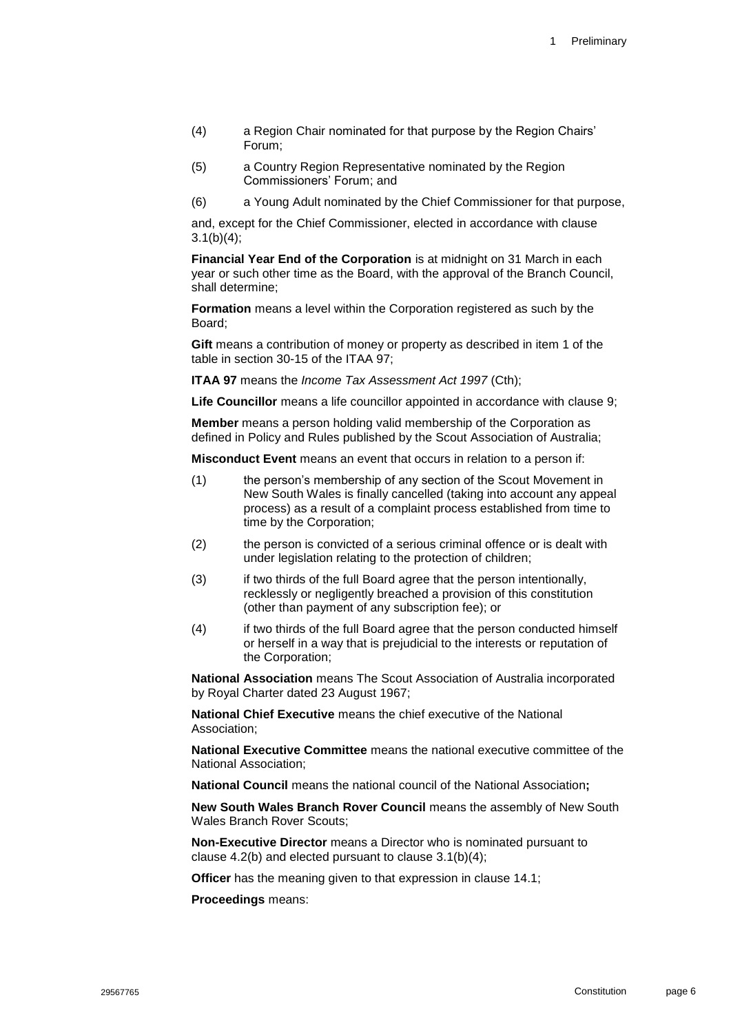(4) a Region Chair nominated for that purpose by the Region Chairs' Forum;

(5) a Country Region Representative nominated by the Region Commissioners' Forum; and

(6) a Young Adult nominated by the Chief Commissioner for that purpose,

and, except for the Chief Commissioner, elected in accordance with clause 3.1(b)(4);

**Financial Year End of the Corporation** is at midnight on 31 March in each year or such other time as the Board, with the approval of the Branch Council, shall determine;

**Formation** means a level within the Corporation registered as such by the Board;

**Gift** means a contribution of money or property as described in item 1 of the table in section 30-15 of the ITAA 97;

**ITAA 97** means the *Income Tax Assessment Act 1997* (Cth);

**Life Councillor** means a life councillor appointed in accordance with clause 9;

**Member** means a person holding valid membership of the Corporation as defined in Policy and Rules published by the Scout Association of Australia;

**Misconduct Event** means an event that occurs in relation to a person if:

(1) the person's membership of any section of the Scout Movement in New South Wales is finally cancelled (taking into account any appeal process) as a result of a complaint process established from time to time by the Corporation;

(2) the person is convicted of a serious criminal offence or is dealt with under legislation relating to the protection of children;

(3) if two thirds of the full Board agree that the person intentionally, recklessly or negligently breached a provision of this constitution (other than payment of any subscription fee); or

(4) if two thirds of the full Board agree that the person conducted himself or herself in a way that is prejudicial to the interests or reputation of the Corporation;

**National Association** means The Scout Association of Australia incorporated by Royal Charter dated 23 August 1967;

**National Chief Executive** means the chief executive of the National Association;

**National Executive Committee** means the national executive committee of the National Association;

**National Council** means the national council of the National Association**;**

**New South Wales Branch Rover Council** means the assembly of New South Wales Branch Rover Scouts;

**Non-Executive Director** means a Director who is nominated pursuant to clause 4.2(b) and elected pursuant to clause 3.1(b)(4);

**Officer** has the meaning given to that expression in clause 14.1;

**Proceedings** means: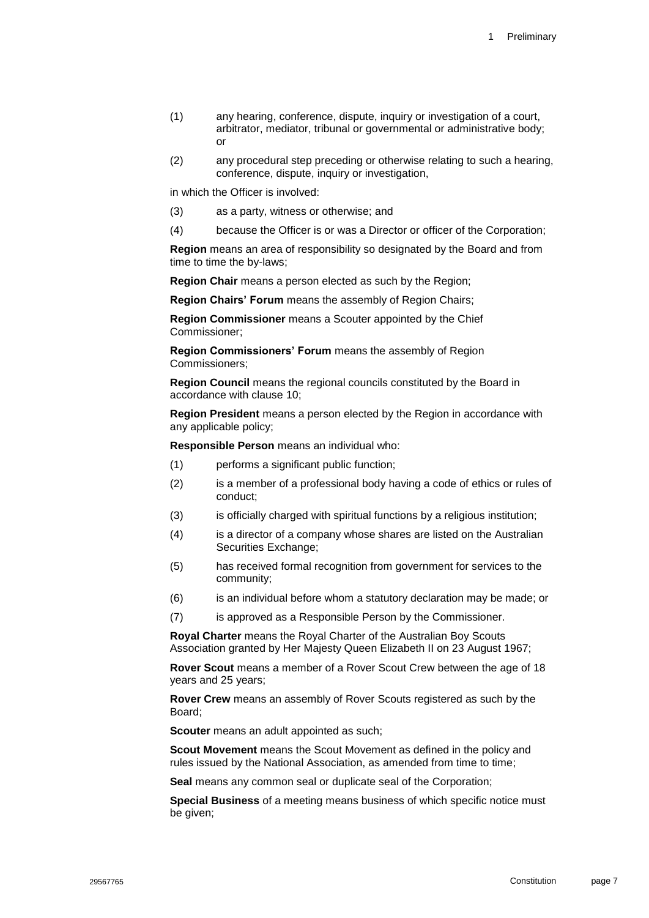(1) any hearing, conference, dispute, inquiry or investigation of a court, arbitrator, mediator, tribunal or governmental or administrative body; or

(2) any procedural step preceding or otherwise relating to such a hearing, conference, dispute, inquiry or investigation,

in which the Officer is involved:

(3) as a party, witness or otherwise; and

(4) because the Officer is or was a Director or officer of the Corporation;

**Region** means an area of responsibility so designated by the Board and from time to time the by-laws;

**Region Chair** means a person elected as such by the Region;

**Region Chairs' Forum** means the assembly of Region Chairs;

**Region Commissioner** means a Scouter appointed by the Chief Commissioner;

**Region Commissioners' Forum** means the assembly of Region Commissioners;

**Region Council** means the regional councils constituted by the Board in accordance with clause 10;

**Region President** means a person elected by the Region in accordance with any applicable policy;

**Responsible Person** means an individual who:

(1) performs a significant public function;

(2) is a member of a professional body having a code of ethics or rules of conduct;

(3) is officially charged with spiritual functions by a religious institution;

(4) is a director of a company whose shares are listed on the Australian Securities Exchange;

(5) has received formal recognition from government for services to the community;

(6) is an individual before whom a statutory declaration may be made; or

(7) is approved as a Responsible Person by the Commissioner.

**Royal Charter** means the Royal Charter of the Australian Boy Scouts Association granted by Her Majesty Queen Elizabeth II on 23 August 1967;

**Rover Scout** means a member of a Rover Scout Crew between the age of 18 years and 25 years;

**Rover Crew** means an assembly of Rover Scouts registered as such by the Board;

**Scouter** means an adult appointed as such;

**Scout Movement** means the Scout Movement as defined in the policy and rules issued by the National Association, as amended from time to time;

**Seal** means any common seal or duplicate seal of the Corporation;

**Special Business** of a meeting means business of which specific notice must be given;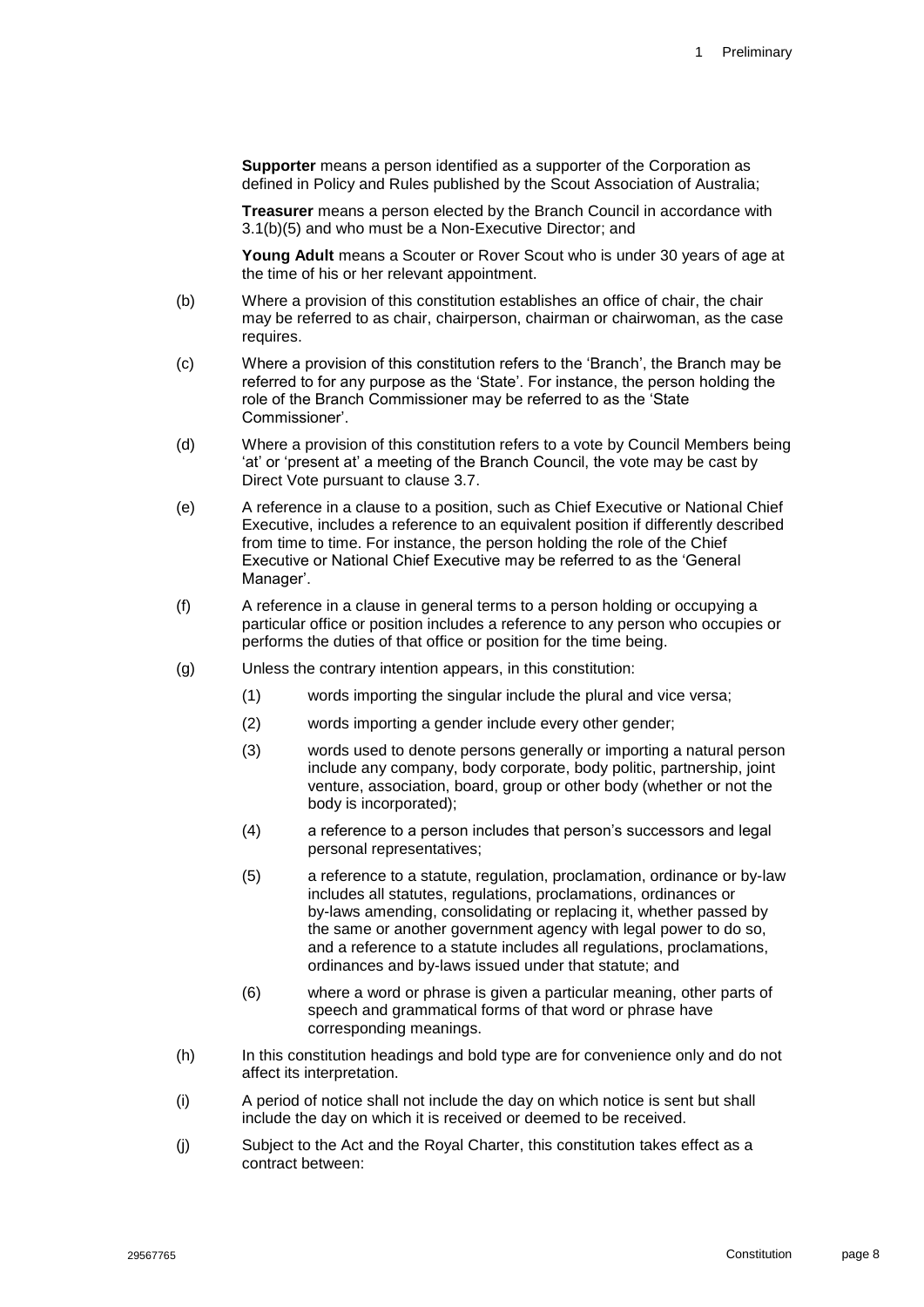**Supporter** means a person identified as a supporter of the Corporation as defined in Policy and Rules published by the Scout Association of Australia;

**Treasurer** means a person elected by the Branch Council in accordance with 3.1(b)(5) and who must be a Non-Executive Director; and

**Young Adult** means a Scouter or Rover Scout who is under 30 years of age at the time of his or her relevant appointment.

(b) Where a provision of this constitution establishes an office of chair, the chair may be referred to as chair, chairperson, chairman or chairwoman, as the case requires.

(c) Where a provision of this constitution refers to the 'Branch', the Branch may be referred to for any purpose as the 'State'. For instance, the person holding the role of the Branch Commissioner may be referred to as the 'State Commissioner'.

(d) Where a provision of this constitution refers to a vote by Council Members being 'at' or 'present at' a meeting of the Branch Council, the vote may be cast by Direct Vote pursuant to clause 3.7.

(e) A reference in a clause to a position, such as Chief Executive or National Chief Executive, includes a reference to an equivalent position if differently described from time to time. For instance, the person holding the role of the Chief Executive or National Chief Executive may be referred to as the 'General Manager'.

(f) A reference in a clause in general terms to a person holding or occupying a particular office or position includes a reference to any person who occupies or performs the duties of that office or position for the time being.

(g) Unless the contrary intention appears, in this constitution:

(1) words importing the singular include the plural and vice versa;

(2) words importing a gender include every other gender;

(3) words used to denote persons generally or importing a natural person include any company, body corporate, body politic, partnership, joint venture, association, board, group or other body (whether or not the body is incorporated);

(4) a reference to a person includes that person's successors and legal personal representatives;

(5) a reference to a statute, regulation, proclamation, ordinance or by-law includes all statutes, regulations, proclamations, ordinances or by-laws amending, consolidating or replacing it, whether passed by the same or another government agency with legal power to do so, and a reference to a statute includes all regulations, proclamations, ordinances and by-laws issued under that statute; and

(6) where a word or phrase is given a particular meaning, other parts of speech and grammatical forms of that word or phrase have corresponding meanings.

(h) In this constitution headings and bold type are for convenience only and do not affect its interpretation.

(i) A period of notice shall not include the day on which notice is sent but shall include the day on which it is received or deemed to be received.

(j) Subject to the Act and the Royal Charter, this constitution takes effect as a contract between: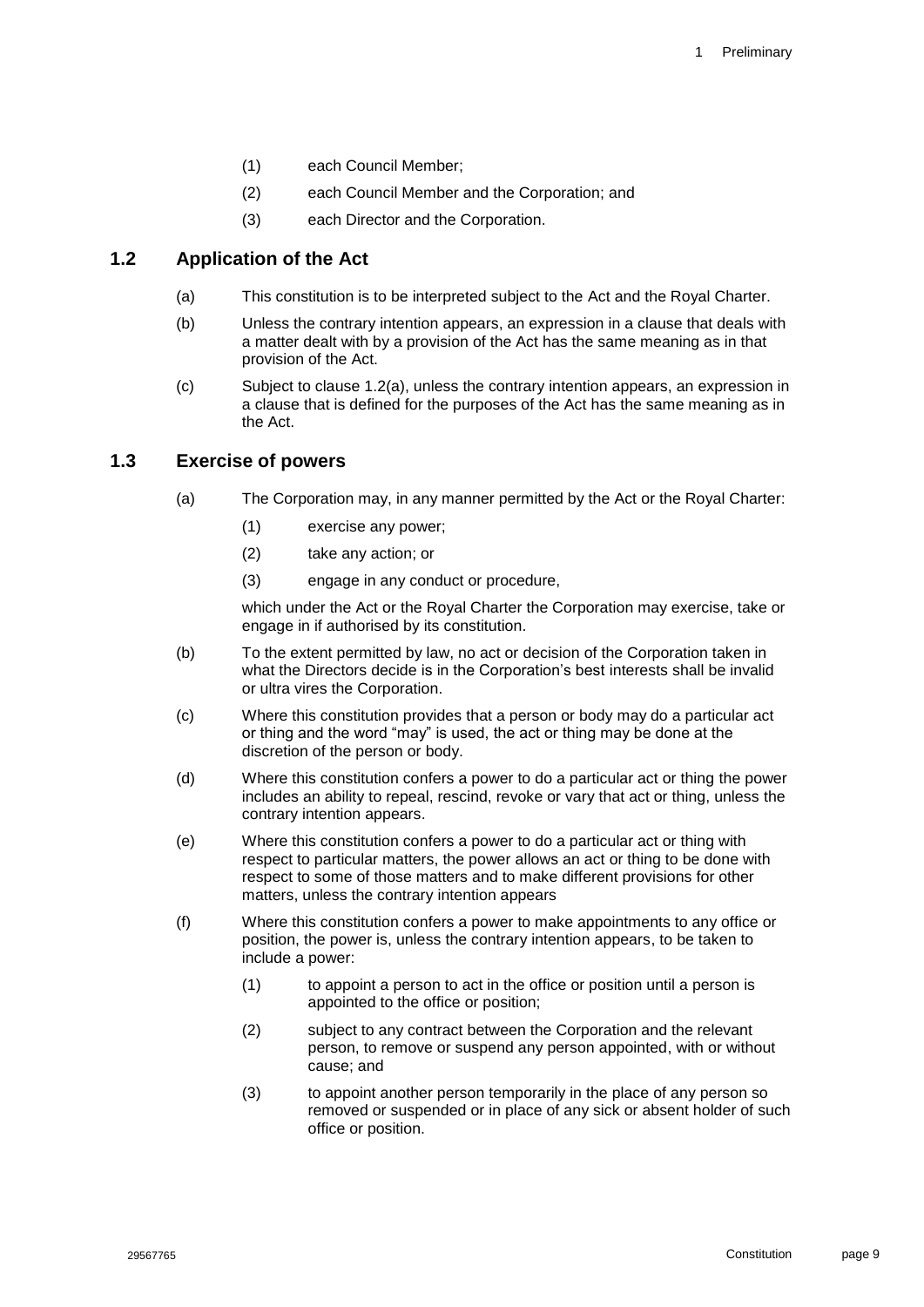(1) each Council Member;

(2) each Council Member and the Corporation; and

(3) each Director and the Corporation.

## 1.2 Application of the Act

(a) This constitution is to be interpreted subject to the Act and the Royal Charter.

(b) Unless the contrary intention appears, an expression in a clause that deals with a matter dealt with by a provision of the Act has the same meaning as in that provision of the Act.

(c) Subject to clause 1.2(a), unless the contrary intention appears, an expression in a clause that is defined for the purposes of the Act has the same meaning as in the Act.

## 1.3 Exercise of powers

(a) The Corporation may, in any manner permitted by the Act or the Royal Charter:

(1) exercise any power;

(2) take any action; or

(3) engage in any conduct or procedure,

which under the Act or the Royal Charter the Corporation may exercise, take or engage in if authorised by its constitution.

(b) To the extent permitted by law, no act or decision of the Corporation taken in what the Directors decide is in the Corporation's best interests shall be invalid or ultra vires the Corporation.

(c) Where this constitution provides that a person or body may do a particular act or thing and the word "may" is used, the act or thing may be done at the discretion of the person or body.

(d) Where this constitution confers a power to do a particular act or thing the power includes an ability to repeal, rescind, revoke or vary that act or thing, unless the contrary intention appears.

(e) Where this constitution confers a power to do a particular act or thing with respect to particular matters, the power allows an act or thing to be done with respect to some of those matters and to make different provisions for other matters, unless the contrary intention appears

(f) Where this constitution confers a power to make appointments to any office or position, the power is, unless the contrary intention appears, to be taken to include a power:

(1) to appoint a person to act in the office or position until a person is appointed to the office or position;

(2) subject to any contract between the Corporation and the relevant person, to remove or suspend any person appointed, with or without cause; and

(3) to appoint another person temporarily in the place of any person so removed or suspended or in place of any sick or absent holder of such office or position.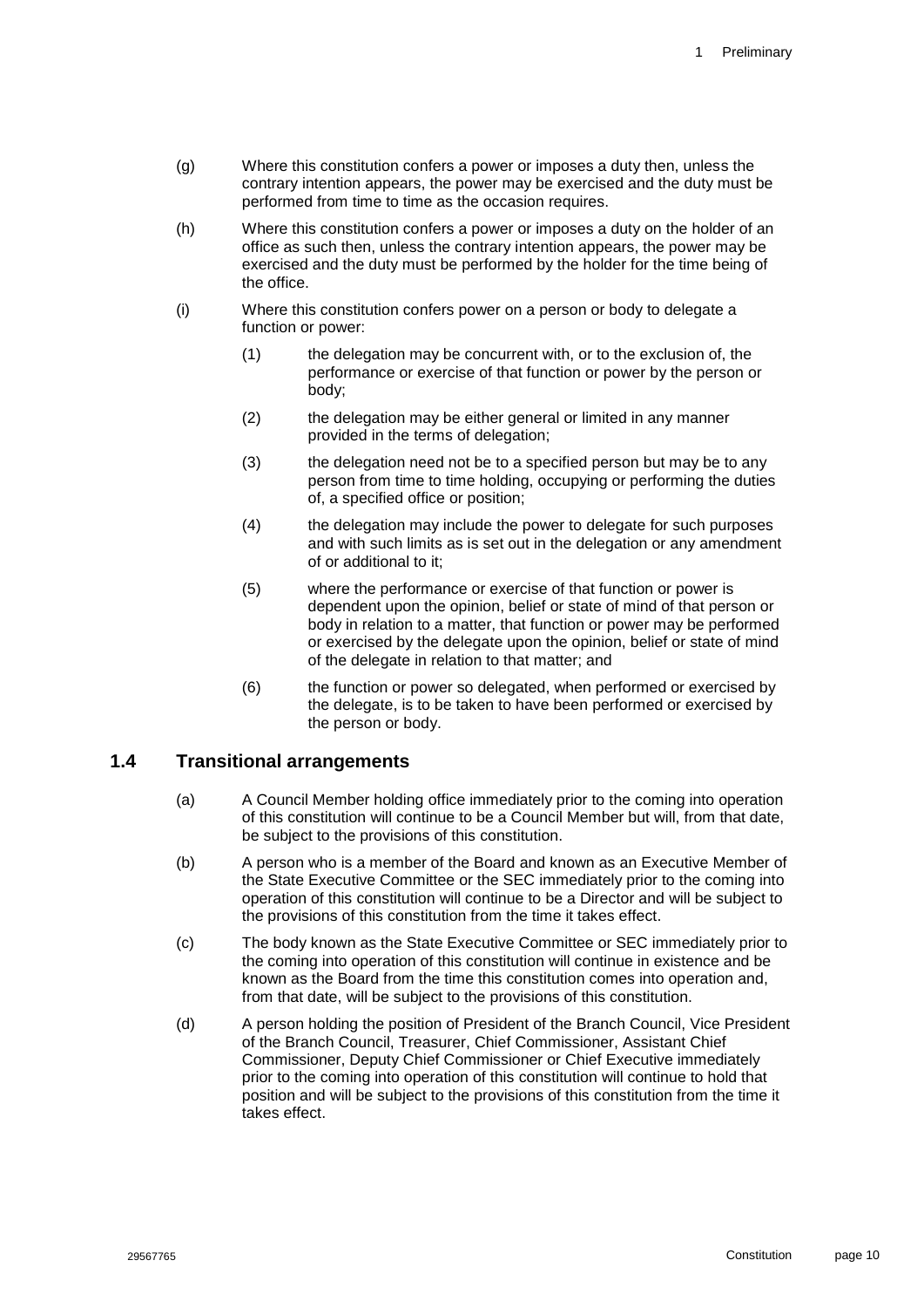(g) Where this constitution confers a power or imposes a duty then, unless the contrary intention appears, the power may be exercised and the duty must be performed from time to time as the occasion requires.

(h) Where this constitution confers a power or imposes a duty on the holder of an office as such then, unless the contrary intention appears, the power may be exercised and the duty must be performed by the holder for the time being of the office.

(i) Where this constitution confers power on a person or body to delegate a function or power:

  (1) the delegation may be concurrent with, or to the exclusion of, the performance or exercise of that function or power by the person or body;

  (2) the delegation may be either general or limited in any manner provided in the terms of delegation;

  (3) the delegation need not be to a specified person but may be to any person from time to time holding, occupying or performing the duties of, a specified office or position;

  (4) the delegation may include the power to delegate for such purposes and with such limits as is set out in the delegation or any amendment of or additional to it;

  (5) where the performance or exercise of that function or power is dependent upon the opinion, belief or state of mind of that person or body in relation to a matter, that function or power may be performed or exercised by the delegate upon the opinion, belief or state of mind of the delegate in relation to that matter; and

  (6) the function or power so delegated, when performed or exercised by the delegate, is to be taken to have been performed or exercised by the person or body.

## 1.4 Transitional arrangements

(a) A Council Member holding office immediately prior to the coming into operation of this constitution will continue to be a Council Member but will, from that date, be subject to the provisions of this constitution.

(b) A person who is a member of the Board and known as an Executive Member of the State Executive Committee or the SEC immediately prior to the coming into operation of this constitution will continue to be a Director and will be subject to the provisions of this constitution from the time it takes effect.

(c) The body known as the State Executive Committee or SEC immediately prior to the coming into operation of this constitution will continue in existence and be known as the Board from the time this constitution comes into operation and, from that date, will be subject to the provisions of this constitution.

(d) A person holding the position of President of the Branch Council, Vice President of the Branch Council, Treasurer, Chief Commissioner, Assistant Chief Commissioner, Deputy Chief Commissioner or Chief Executive immediately prior to the coming into operation of this constitution will continue to hold that position and will be subject to the provisions of this constitution from the time it takes effect.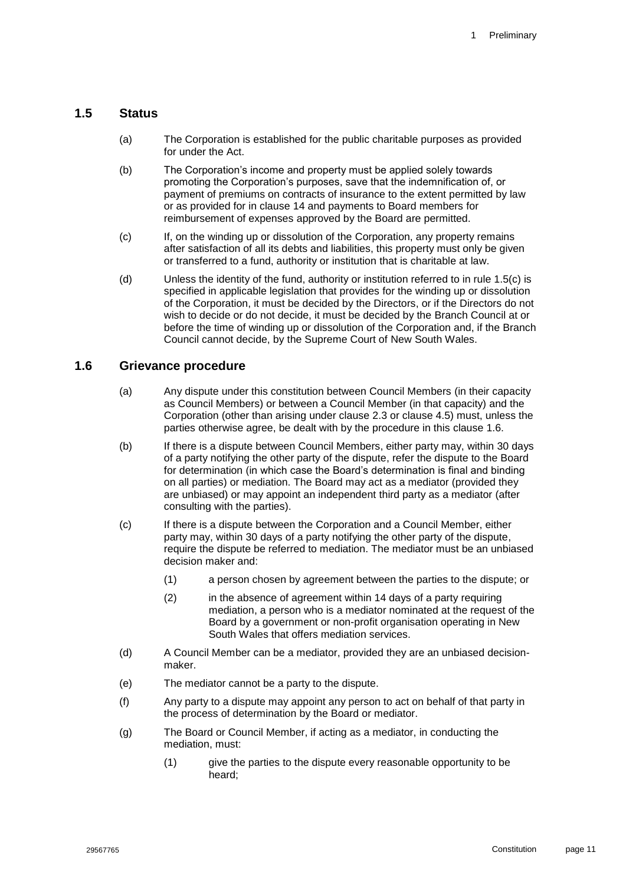## 1.5 Status

(a) The Corporation is established for the public charitable purposes as provided for under the Act.

(b) The Corporation's income and property must be applied solely towards promoting the Corporation's purposes, save that the indemnification of, or payment of premiums on contracts of insurance to the extent permitted by law or as provided for in clause 14 and payments to Board members for reimbursement of expenses approved by the Board are permitted.

(c) If, on the winding up or dissolution of the Corporation, any property remains after satisfaction of all its debts and liabilities, this property must only be given or transferred to a fund, authority or institution that is charitable at law.

(d) Unless the identity of the fund, authority or institution referred to in rule 1.5(c) is specified in applicable legislation that provides for the winding up or dissolution of the Corporation, it must be decided by the Directors, or if the Directors do not wish to decide or do not decide, it must be decided by the Branch Council at or before the time of winding up or dissolution of the Corporation and, if the Branch Council cannot decide, by the Supreme Court of New South Wales.

## 1.6 Grievance procedure

(a) Any dispute under this constitution between Council Members (in their capacity as Council Members) or between a Council Member (in that capacity) and the Corporation (other than arising under clause 2.3 or clause 4.5) must, unless the parties otherwise agree, be dealt with by the procedure in this clause 1.6.

(b) If there is a dispute between Council Members, either party may, within 30 days of a party notifying the other party of the dispute, refer the dispute to the Board for determination (in which case the Board's determination is final and binding on all parties) or mediation. The Board may act as a mediator (provided they are unbiased) or may appoint an independent third party as a mediator (after consulting with the parties).

(c) If there is a dispute between the Corporation and a Council Member, either party may, within 30 days of a party notifying the other party of the dispute, require the dispute be referred to mediation. The mediator must be an unbiased decision maker and:

   (1) a person chosen by agreement between the parties to the dispute; or

   (2) in the absence of agreement within 14 days of a party requiring mediation, a person who is a mediator nominated at the request of the Board by a government or non-profit organisation operating in New South Wales that offers mediation services.

(d) A Council Member can be a mediator, provided they are an unbiased decision-maker.

(e) The mediator cannot be a party to the dispute.

(f) Any party to a dispute may appoint any person to act on behalf of that party in the process of determination by the Board or mediator.

(g) The Board or Council Member, if acting as a mediator, in conducting the mediation, must:

   (1) give the parties to the dispute every reasonable opportunity to be heard;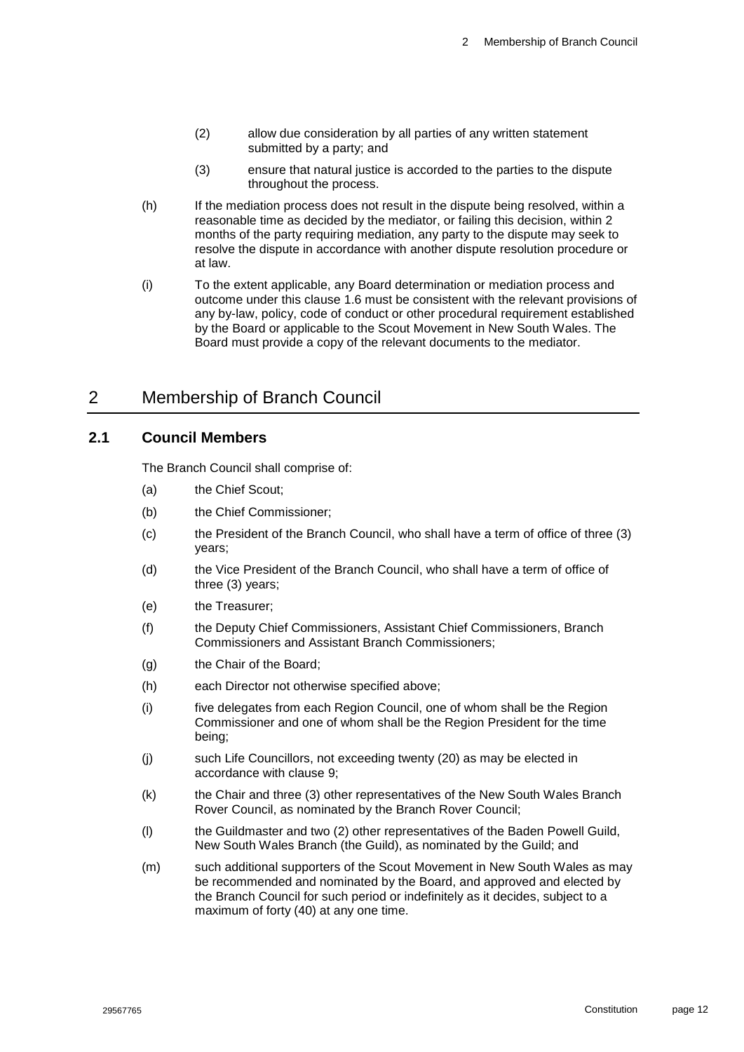(2) allow due consideration by all parties of any written statement submitted by a party; and

(3) ensure that natural justice is accorded to the parties to the dispute throughout the process.

(h) If the mediation process does not result in the dispute being resolved, within a reasonable time as decided by the mediator, or failing this decision, within 2 months of the party requiring mediation, any party to the dispute may seek to resolve the dispute in accordance with another dispute resolution procedure or at law.

(i) To the extent applicable, any Board determination or mediation process and outcome under this clause 1.6 must be consistent with the relevant provisions of any by-law, policy, code of conduct or other procedural requirement established by the Board or applicable to the Scout Movement in New South Wales. The Board must provide a copy of the relevant documents to the mediator.

# 2 Membership of Branch Council

## 2.1 Council Members

The Branch Council shall comprise of:

(a) the Chief Scout;

(b) the Chief Commissioner;

(c) the President of the Branch Council, who shall have a term of office of three (3) years;

(d) the Vice President of the Branch Council, who shall have a term of office of three (3) years;

(e) the Treasurer;

(f) the Deputy Chief Commissioners, Assistant Chief Commissioners, Branch Commissioners and Assistant Branch Commissioners;

(g) the Chair of the Board;

(h) each Director not otherwise specified above;

(i) five delegates from each Region Council, one of whom shall be the Region Commissioner and one of whom shall be the Region President for the time being;

(j) such Life Councillors, not exceeding twenty (20) as may be elected in accordance with clause 9;

(k) the Chair and three (3) other representatives of the New South Wales Branch Rover Council, as nominated by the Branch Rover Council;

(l) the Guildmaster and two (2) other representatives of the Baden Powell Guild, New South Wales Branch (the Guild), as nominated by the Guild; and

(m) such additional supporters of the Scout Movement in New South Wales as may be recommended and nominated by the Board, and approved and elected by the Branch Council for such period or indefinitely as it decides, subject to a maximum of forty (40) at any one time.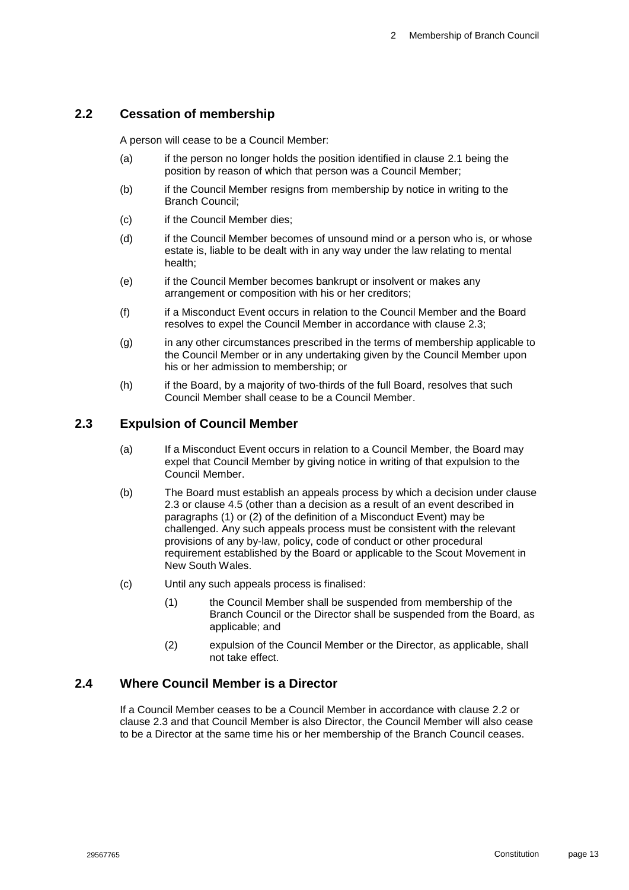## 2.2 Cessation of membership

A person will cease to be a Council Member:

(a) if the person no longer holds the position identified in clause 2.1 being the position by reason of which that person was a Council Member;

(b) if the Council Member resigns from membership by notice in writing to the Branch Council;

(c) if the Council Member dies;

(d) if the Council Member becomes of unsound mind or a person who is, or whose estate is, liable to be dealt with in any way under the law relating to mental health;

(e) if the Council Member becomes bankrupt or insolvent or makes any arrangement or composition with his or her creditors;

(f) if a Misconduct Event occurs in relation to the Council Member and the Board resolves to expel the Council Member in accordance with clause 2.3;

(g) in any other circumstances prescribed in the terms of membership applicable to the Council Member or in any undertaking given by the Council Member upon his or her admission to membership; or

(h) if the Board, by a majority of two-thirds of the full Board, resolves that such Council Member shall cease to be a Council Member.

## 2.3 Expulsion of Council Member

(a) If a Misconduct Event occurs in relation to a Council Member, the Board may expel that Council Member by giving notice in writing of that expulsion to the Council Member.

(b) The Board must establish an appeals process by which a decision under clause 2.3 or clause 4.5 (other than a decision as a result of an event described in paragraphs (1) or (2) of the definition of a Misconduct Event) may be challenged. Any such appeals process must be consistent with the relevant provisions of any by-law, policy, code of conduct or other procedural requirement established by the Board or applicable to the Scout Movement in New South Wales.

(c) Until any such appeals process is finalised:

(1) the Council Member shall be suspended from membership of the Branch Council or the Director shall be suspended from the Board, as applicable; and

(2) expulsion of the Council Member or the Director, as applicable, shall not take effect.

## 2.4 Where Council Member is a Director

If a Council Member ceases to be a Council Member in accordance with clause 2.2 or clause 2.3 and that Council Member is also Director, the Council Member will also cease to be a Director at the same time his or her membership of the Branch Council ceases.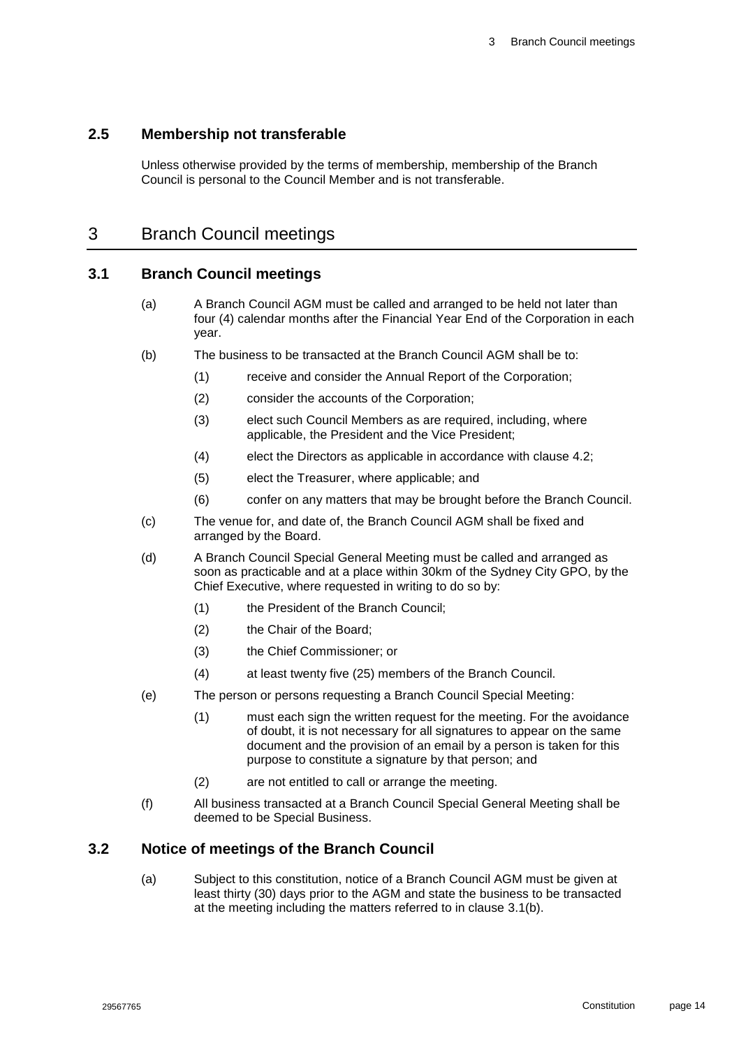### 2.5 Membership not transferable

Unless otherwise provided by the terms of membership, membership of the Branch Council is personal to the Council Member and is not transferable.

## 3 Branch Council meetings

### 3.1 Branch Council meetings

(a) A Branch Council AGM must be called and arranged to be held not later than four (4) calendar months after the Financial Year End of the Corporation in each year.

(b) The business to be transacted at the Branch Council AGM shall be to:

(1) receive and consider the Annual Report of the Corporation;

(2) consider the accounts of the Corporation;

(3) elect such Council Members as are required, including, where applicable, the President and the Vice President;

(4) elect the Directors as applicable in accordance with clause 4.2;

(5) elect the Treasurer, where applicable; and

(6) confer on any matters that may be brought before the Branch Council.

(c) The venue for, and date of, the Branch Council AGM shall be fixed and arranged by the Board.

(d) A Branch Council Special General Meeting must be called and arranged as soon as practicable and at a place within 30km of the Sydney City GPO, by the Chief Executive, where requested in writing to do so by:

(1) the President of the Branch Council;

(2) the Chair of the Board;

(3) the Chief Commissioner; or

(4) at least twenty five (25) members of the Branch Council.

(e) The person or persons requesting a Branch Council Special Meeting:

(1) must each sign the written request for the meeting. For the avoidance of doubt, it is not necessary for all signatures to appear on the same document and the provision of an email by a person is taken for this purpose to constitute a signature by that person; and

(2) are not entitled to call or arrange the meeting.

(f) All business transacted at a Branch Council Special General Meeting shall be deemed to be Special Business.

### 3.2 Notice of meetings of the Branch Council

(a) Subject to this constitution, notice of a Branch Council AGM must be given at least thirty (30) days prior to the AGM and state the business to be transacted at the meeting including the matters referred to in clause 3.1(b).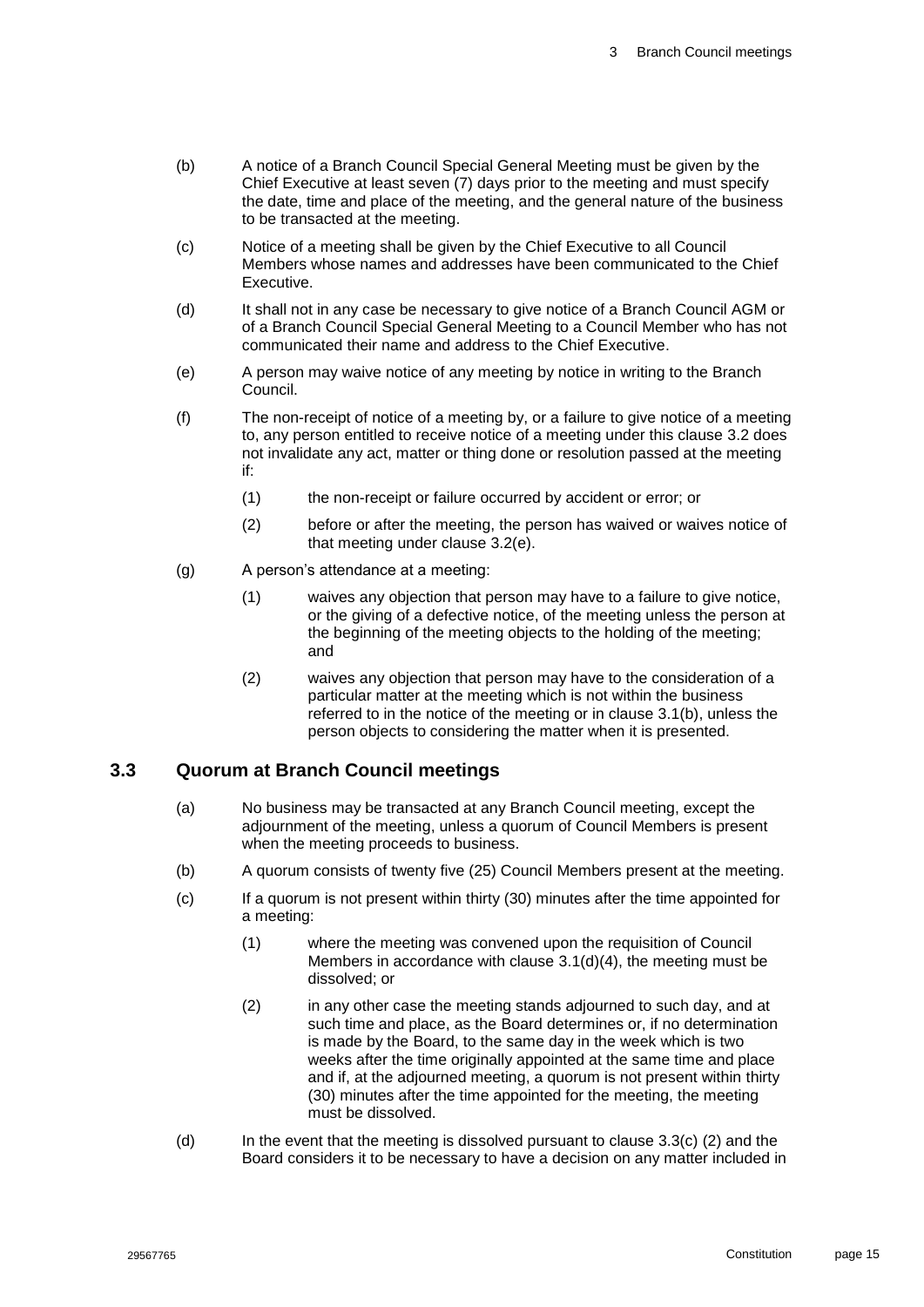(b) A notice of a Branch Council Special General Meeting must be given by the Chief Executive at least seven (7) days prior to the meeting and must specify the date, time and place of the meeting, and the general nature of the business to be transacted at the meeting.

(c) Notice of a meeting shall be given by the Chief Executive to all Council Members whose names and addresses have been communicated to the Chief Executive.

(d) It shall not in any case be necessary to give notice of a Branch Council AGM or of a Branch Council Special General Meeting to a Council Member who has not communicated their name and address to the Chief Executive.

(e) A person may waive notice of any meeting by notice in writing to the Branch Council.

(f) The non-receipt of notice of a meeting by, or a failure to give notice of a meeting to, any person entitled to receive notice of a meeting under this clause 3.2 does not invalidate any act, matter or thing done or resolution passed at the meeting if:

(1) the non-receipt or failure occurred by accident or error; or

(2) before or after the meeting, the person has waived or waives notice of that meeting under clause 3.2(e).

(g) A person's attendance at a meeting:

(1) waives any objection that person may have to a failure to give notice, or the giving of a defective notice, of the meeting unless the person at the beginning of the meeting objects to the holding of the meeting; and

(2) waives any objection that person may have to the consideration of a particular matter at the meeting which is not within the business referred to in the notice of the meeting or in clause 3.1(b), unless the person objects to considering the matter when it is presented.

## 3.3 Quorum at Branch Council meetings

(a) No business may be transacted at any Branch Council meeting, except the adjournment of the meeting, unless a quorum of Council Members is present when the meeting proceeds to business.

(b) A quorum consists of twenty five (25) Council Members present at the meeting.

(c) If a quorum is not present within thirty (30) minutes after the time appointed for a meeting:

(1) where the meeting was convened upon the requisition of Council Members in accordance with clause 3.1(d)(4), the meeting must be dissolved; or

(2) in any other case the meeting stands adjourned to such day, and at such time and place, as the Board determines or, if no determination is made by the Board, to the same day in the week which is two weeks after the time originally appointed at the same time and place and if, at the adjourned meeting, a quorum is not present within thirty (30) minutes after the time appointed for the meeting, the meeting must be dissolved.

(d) In the event that the meeting is dissolved pursuant to clause 3.3(c) (2) and the Board considers it to be necessary to have a decision on any matter included in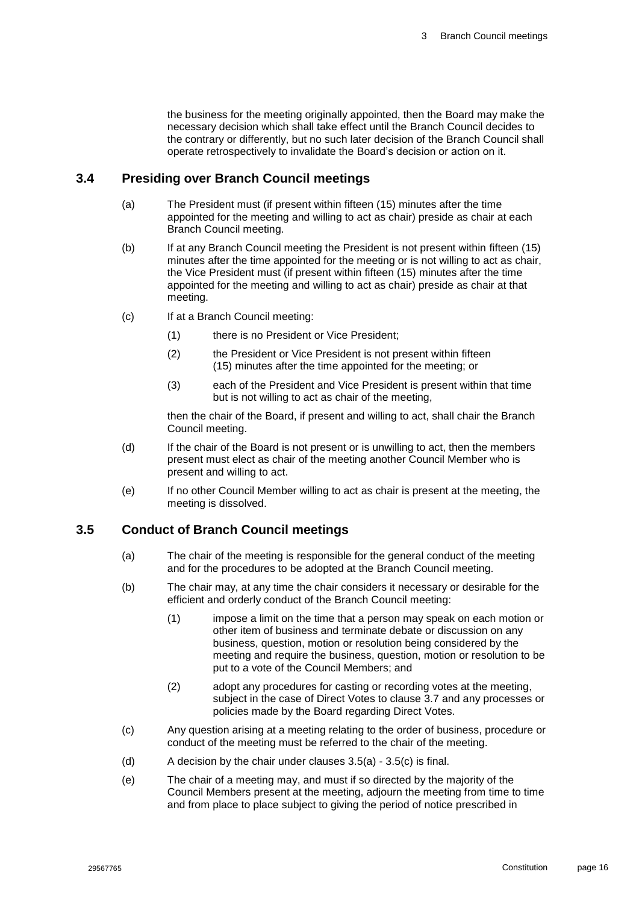the business for the meeting originally appointed, then the Board may make the necessary decision which shall take effect until the Branch Council decides to the contrary or differently, but no such later decision of the Branch Council shall operate retrospectively to invalidate the Board's decision or action on it.

### 3.4 Presiding over Branch Council meetings

(a) The President must (if present within fifteen (15) minutes after the time appointed for the meeting and willing to act as chair) preside as chair at each Branch Council meeting.

(b) If at any Branch Council meeting the President is not present within fifteen (15) minutes after the time appointed for the meeting or is not willing to act as chair, the Vice President must (if present within fifteen (15) minutes after the time appointed for the meeting and willing to act as chair) preside as chair at that meeting.

(c) If at a Branch Council meeting:

(1) there is no President or Vice President;

(2) the President or Vice President is not present within fifteen (15) minutes after the time appointed for the meeting; or

(3) each of the President and Vice President is present within that time but is not willing to act as chair of the meeting,

then the chair of the Board, if present and willing to act, shall chair the Branch Council meeting.

(d) If the chair of the Board is not present or is unwilling to act, then the members present must elect as chair of the meeting another Council Member who is present and willing to act.

(e) If no other Council Member willing to act as chair is present at the meeting, the meeting is dissolved.

### 3.5 Conduct of Branch Council meetings

(a) The chair of the meeting is responsible for the general conduct of the meeting and for the procedures to be adopted at the Branch Council meeting.

(b) The chair may, at any time the chair considers it necessary or desirable for the efficient and orderly conduct of the Branch Council meeting:

(1) impose a limit on the time that a person may speak on each motion or other item of business and terminate debate or discussion on any business, question, motion or resolution being considered by the meeting and require the business, question, motion or resolution to be put to a vote of the Council Members; and

(2) adopt any procedures for casting or recording votes at the meeting, subject in the case of Direct Votes to clause 3.7 and any processes or policies made by the Board regarding Direct Votes.

(c) Any question arising at a meeting relating to the order of business, procedure or conduct of the meeting must be referred to the chair of the meeting.

(d) A decision by the chair under clauses 3.5(a) - 3.5(c) is final.

(e) The chair of a meeting may, and must if so directed by the majority of the Council Members present at the meeting, adjourn the meeting from time to time and from place to place subject to giving the period of notice prescribed in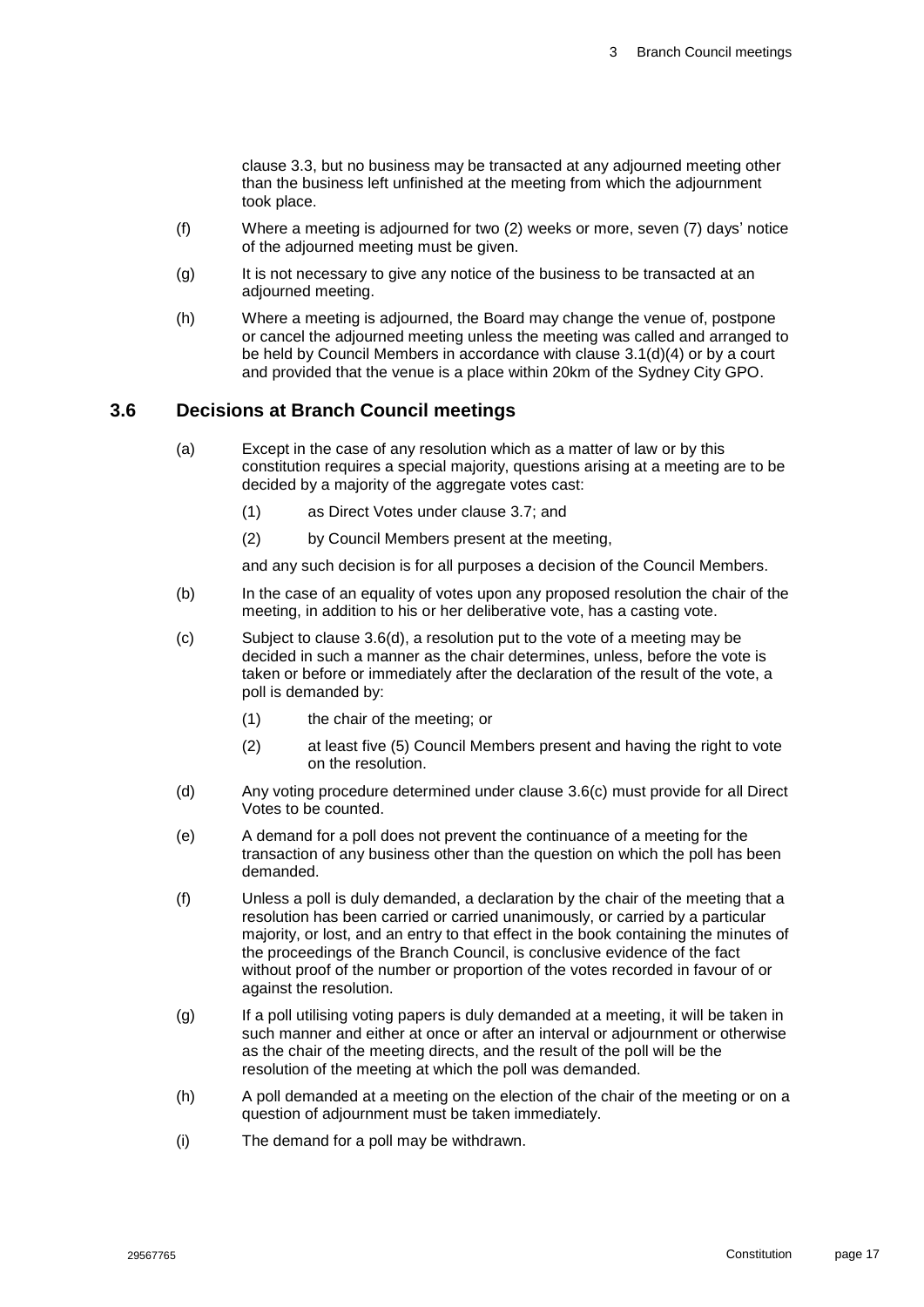clause 3.3, but no business may be transacted at any adjourned meeting other than the business left unfinished at the meeting from which the adjournment took place.

(f) Where a meeting is adjourned for two (2) weeks or more, seven (7) days' notice of the adjourned meeting must be given.

(g) It is not necessary to give any notice of the business to be transacted at an adjourned meeting.

(h) Where a meeting is adjourned, the Board may change the venue of, postpone or cancel the adjourned meeting unless the meeting was called and arranged to be held by Council Members in accordance with clause 3.1(d)(4) or by a court and provided that the venue is a place within 20km of the Sydney City GPO.

### 3.6 Decisions at Branch Council meetings

(a) Except in the case of any resolution which as a matter of law or by this constitution requires a special majority, questions arising at a meeting are to be decided by a majority of the aggregate votes cast:

   (1) as Direct Votes under clause 3.7; and

   (2) by Council Members present at the meeting,

   and any such decision is for all purposes a decision of the Council Members.

(b) In the case of an equality of votes upon any proposed resolution the chair of the meeting, in addition to his or her deliberative vote, has a casting vote.

(c) Subject to clause 3.6(d), a resolution put to the vote of a meeting may be decided in such a manner as the chair determines, unless, before the vote is taken or before or immediately after the declaration of the result of the vote, a poll is demanded by:

   (1) the chair of the meeting; or

   (2) at least five (5) Council Members present and having the right to vote on the resolution.

(d) Any voting procedure determined under clause 3.6(c) must provide for all Direct Votes to be counted.

(e) A demand for a poll does not prevent the continuance of a meeting for the transaction of any business other than the question on which the poll has been demanded.

(f) Unless a poll is duly demanded, a declaration by the chair of the meeting that a resolution has been carried or carried unanimously, or carried by a particular majority, or lost, and an entry to that effect in the book containing the minutes of the proceedings of the Branch Council, is conclusive evidence of the fact without proof of the number or proportion of the votes recorded in favour of or against the resolution.

(g) If a poll utilising voting papers is duly demanded at a meeting, it will be taken in such manner and either at once or after an interval or adjournment or otherwise as the chair of the meeting directs, and the result of the poll will be the resolution of the meeting at which the poll was demanded.

(h) A poll demanded at a meeting on the election of the chair of the meeting or on a question of adjournment must be taken immediately.

(i) The demand for a poll may be withdrawn.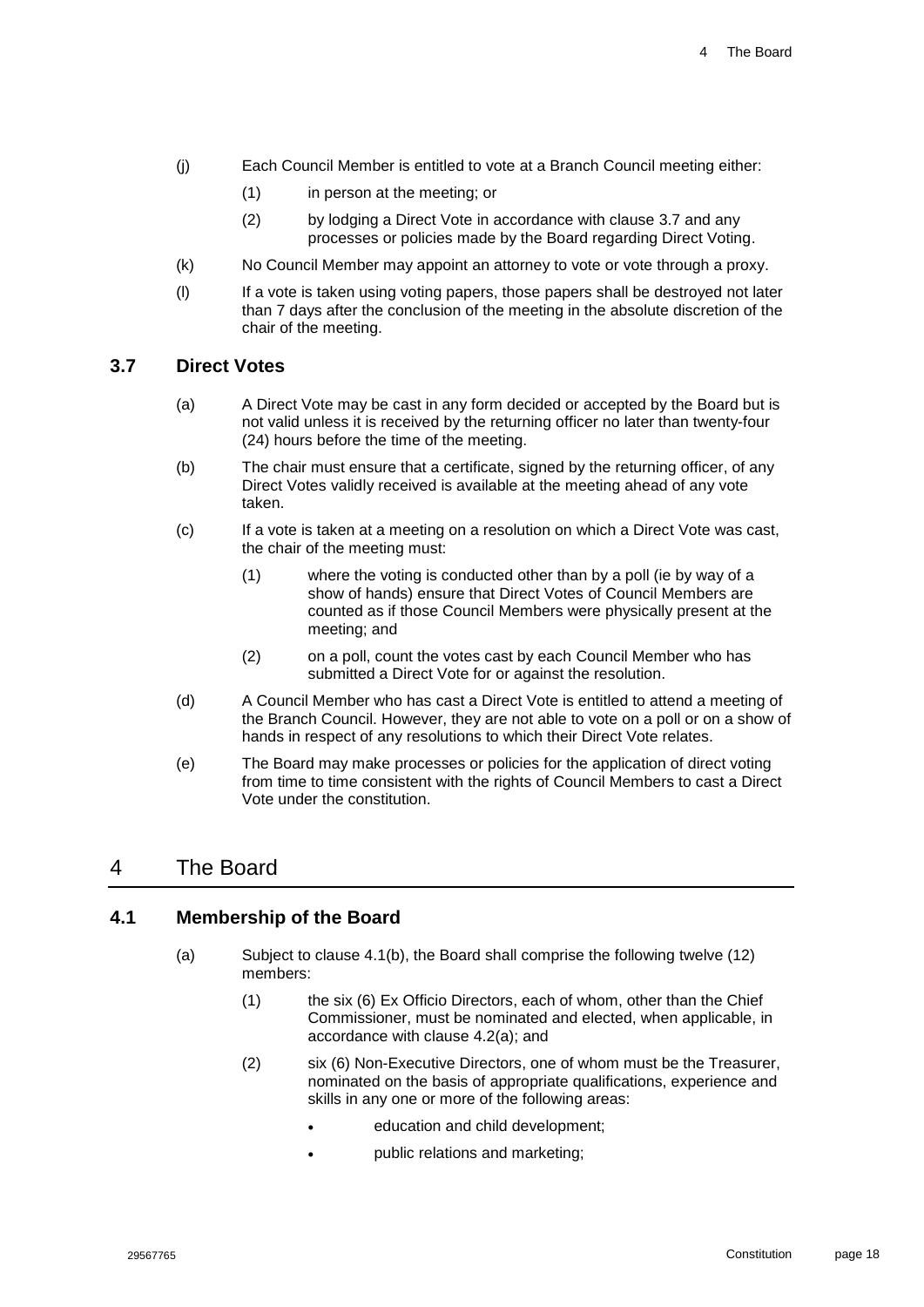(j) Each Council Member is entitled to vote at a Branch Council meeting either:

  (1) in person at the meeting; or

  (2) by lodging a Direct Vote in accordance with clause 3.7 and any processes or policies made by the Board regarding Direct Voting.

(k) No Council Member may appoint an attorney to vote or vote through a proxy.

(l) If a vote is taken using voting papers, those papers shall be destroyed not later than 7 days after the conclusion of the meeting in the absolute discretion of the chair of the meeting.

### 3.7 Direct Votes

(a) A Direct Vote may be cast in any form decided or accepted by the Board but is not valid unless it is received by the returning officer no later than twenty-four (24) hours before the time of the meeting.

(b) The chair must ensure that a certificate, signed by the returning officer, of any Direct Votes validly received is available at the meeting ahead of any vote taken.

(c) If a vote is taken at a meeting on a resolution on which a Direct Vote was cast, the chair of the meeting must:

  (1) where the voting is conducted other than by a poll (ie by way of a show of hands) ensure that Direct Votes of Council Members are counted as if those Council Members were physically present at the meeting; and

  (2) on a poll, count the votes cast by each Council Member who has submitted a Direct Vote for or against the resolution.

(d) A Council Member who has cast a Direct Vote is entitled to attend a meeting of the Branch Council. However, they are not able to vote on a poll or on a show of hands in respect of any resolutions to which their Direct Vote relates.

(e) The Board may make processes or policies for the application of direct voting from time to time consistent with the rights of Council Members to cast a Direct Vote under the constitution.

## 4 The Board

### 4.1 Membership of the Board

(a) Subject to clause 4.1(b), the Board shall comprise the following twelve (12) members:

  (1) the six (6) Ex Officio Directors, each of whom, other than the Chief Commissioner, must be nominated and elected, when applicable, in accordance with clause 4.2(a); and

  (2) six (6) Non-Executive Directors, one of whom must be the Treasurer, nominated on the basis of appropriate qualifications, experience and skills in any one or more of the following areas:

  - education and child development;
  - public relations and marketing;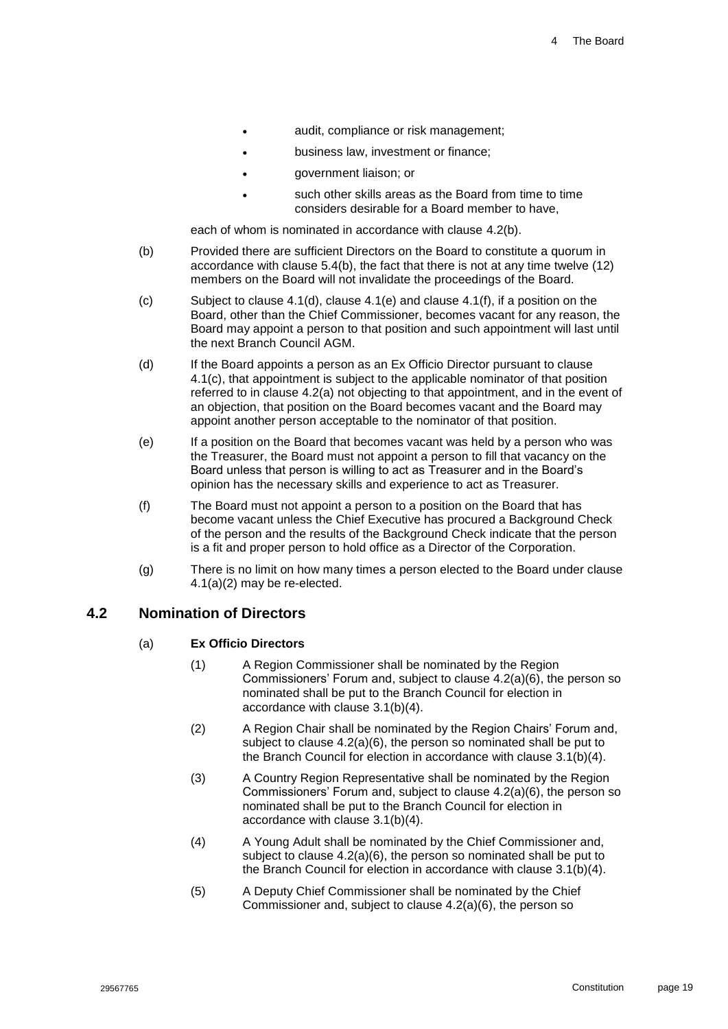- audit, compliance or risk management;
- business law, investment or finance;
- government liaison; or
- such other skills areas as the Board from time to time considers desirable for a Board member to have,

each of whom is nominated in accordance with clause 4.2(b).

(b) Provided there are sufficient Directors on the Board to constitute a quorum in accordance with clause 5.4(b), the fact that there is not at any time twelve (12) members on the Board will not invalidate the proceedings of the Board.

(c) Subject to clause 4.1(d), clause 4.1(e) and clause 4.1(f), if a position on the Board, other than the Chief Commissioner, becomes vacant for any reason, the Board may appoint a person to that position and such appointment will last until the next Branch Council AGM.

(d) If the Board appoints a person as an Ex Officio Director pursuant to clause 4.1(c), that appointment is subject to the applicable nominator of that position referred to in clause 4.2(a) not objecting to that appointment, and in the event of an objection, that position on the Board becomes vacant and the Board may appoint another person acceptable to the nominator of that position.

(e) If a position on the Board that becomes vacant was held by a person who was the Treasurer, the Board must not appoint a person to fill that vacancy on the Board unless that person is willing to act as Treasurer and in the Board's opinion has the necessary skills and experience to act as Treasurer.

(f) The Board must not appoint a person to a position on the Board that has become vacant unless the Chief Executive has procured a Background Check of the person and the results of the Background Check indicate that the person is a fit and proper person to hold office as a Director of the Corporation.

(g) There is no limit on how many times a person elected to the Board under clause 4.1(a)(2) may be re-elected.

## 4.2 Nomination of Directors

(a) **Ex Officio Directors**

(1) A Region Commissioner shall be nominated by the Region Commissioners' Forum and, subject to clause 4.2(a)(6), the person so nominated shall be put to the Branch Council for election in accordance with clause 3.1(b)(4).

(2) A Region Chair shall be nominated by the Region Chairs' Forum and, subject to clause 4.2(a)(6), the person so nominated shall be put to the Branch Council for election in accordance with clause 3.1(b)(4).

(3) A Country Region Representative shall be nominated by the Region Commissioners' Forum and, subject to clause 4.2(a)(6), the person so nominated shall be put to the Branch Council for election in accordance with clause 3.1(b)(4).

(4) A Young Adult shall be nominated by the Chief Commissioner and, subject to clause 4.2(a)(6), the person so nominated shall be put to the Branch Council for election in accordance with clause 3.1(b)(4).

(5) A Deputy Chief Commissioner shall be nominated by the Chief Commissioner and, subject to clause 4.2(a)(6), the person so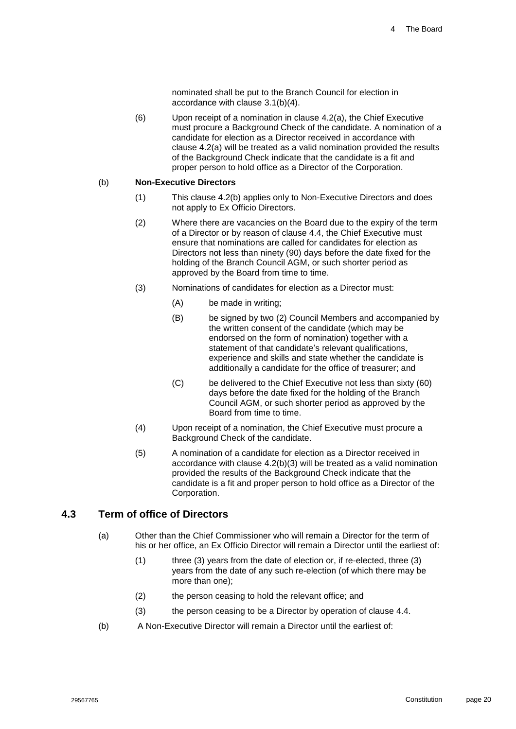nominated shall be put to the Branch Council for election in accordance with clause 3.1(b)(4).

(6) Upon receipt of a nomination in clause 4.2(a), the Chief Executive must procure a Background Check of the candidate. A nomination of a candidate for election as a Director received in accordance with clause 4.2(a) will be treated as a valid nomination provided the results of the Background Check indicate that the candidate is a fit and proper person to hold office as a Director of the Corporation.

(b) **Non-Executive Directors**

(1) This clause 4.2(b) applies only to Non-Executive Directors and does not apply to Ex Officio Directors.

(2) Where there are vacancies on the Board due to the expiry of the term of a Director or by reason of clause 4.4, the Chief Executive must ensure that nominations are called for candidates for election as Directors not less than ninety (90) days before the date fixed for the holding of the Branch Council AGM, or such shorter period as approved by the Board from time to time.

(3) Nominations of candidates for election as a Director must:

(A) be made in writing;

(B) be signed by two (2) Council Members and accompanied by the written consent of the candidate (which may be endorsed on the form of nomination) together with a statement of that candidate's relevant qualifications, experience and skills and state whether the candidate is additionally a candidate for the office of treasurer; and

(C) be delivered to the Chief Executive not less than sixty (60) days before the date fixed for the holding of the Branch Council AGM, or such shorter period as approved by the Board from time to time.

(4) Upon receipt of a nomination, the Chief Executive must procure a Background Check of the candidate.

(5) A nomination of a candidate for election as a Director received in accordance with clause 4.2(b)(3) will be treated as a valid nomination provided the results of the Background Check indicate that the candidate is a fit and proper person to hold office as a Director of the Corporation.

## 4.3 Term of office of Directors

(a) Other than the Chief Commissioner who will remain a Director for the term of his or her office, an Ex Officio Director will remain a Director until the earliest of:

(1) three (3) years from the date of election or, if re-elected, three (3) years from the date of any such re-election (of which there may be more than one);

(2) the person ceasing to hold the relevant office; and

(3) the person ceasing to be a Director by operation of clause 4.4.

(b) A Non-Executive Director will remain a Director until the earliest of: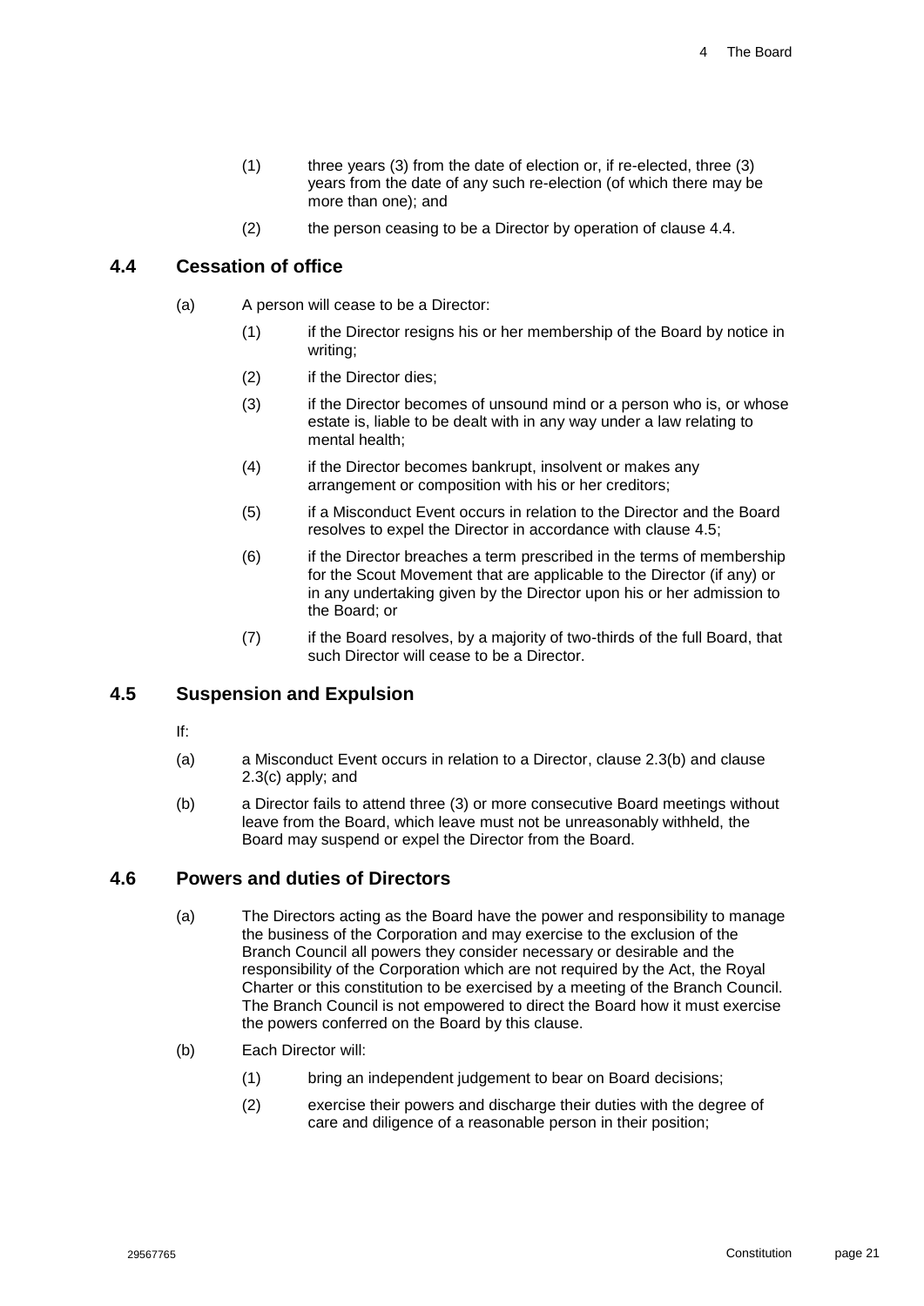(1) three years (3) from the date of election or, if re-elected, three (3) years from the date of any such re-election (of which there may be more than one); and

(2) the person ceasing to be a Director by operation of clause 4.4.

## 4.4 Cessation of office

(a) A person will cease to be a Director:

(1) if the Director resigns his or her membership of the Board by notice in writing;

(2) if the Director dies;

(3) if the Director becomes of unsound mind or a person who is, or whose estate is, liable to be dealt with in any way under a law relating to mental health;

(4) if the Director becomes bankrupt, insolvent or makes any arrangement or composition with his or her creditors;

(5) if a Misconduct Event occurs in relation to the Director and the Board resolves to expel the Director in accordance with clause 4.5;

(6) if the Director breaches a term prescribed in the terms of membership for the Scout Movement that are applicable to the Director (if any) or in any undertaking given by the Director upon his or her admission to the Board; or

(7) if the Board resolves, by a majority of two-thirds of the full Board, that such Director will cease to be a Director.

## 4.5 Suspension and Expulsion

If:

(a) a Misconduct Event occurs in relation to a Director, clause 2.3(b) and clause 2.3(c) apply; and

(b) a Director fails to attend three (3) or more consecutive Board meetings without leave from the Board, which leave must not be unreasonably withheld, the Board may suspend or expel the Director from the Board.

## 4.6 Powers and duties of Directors

(a) The Directors acting as the Board have the power and responsibility to manage the business of the Corporation and may exercise to the exclusion of the Branch Council all powers they consider necessary or desirable and the responsibility of the Corporation which are not required by the Act, the Royal Charter or this constitution to be exercised by a meeting of the Branch Council. The Branch Council is not empowered to direct the Board how it must exercise the powers conferred on the Board by this clause.

(b) Each Director will:

(1) bring an independent judgement to bear on Board decisions;

(2) exercise their powers and discharge their duties with the degree of care and diligence of a reasonable person in their position;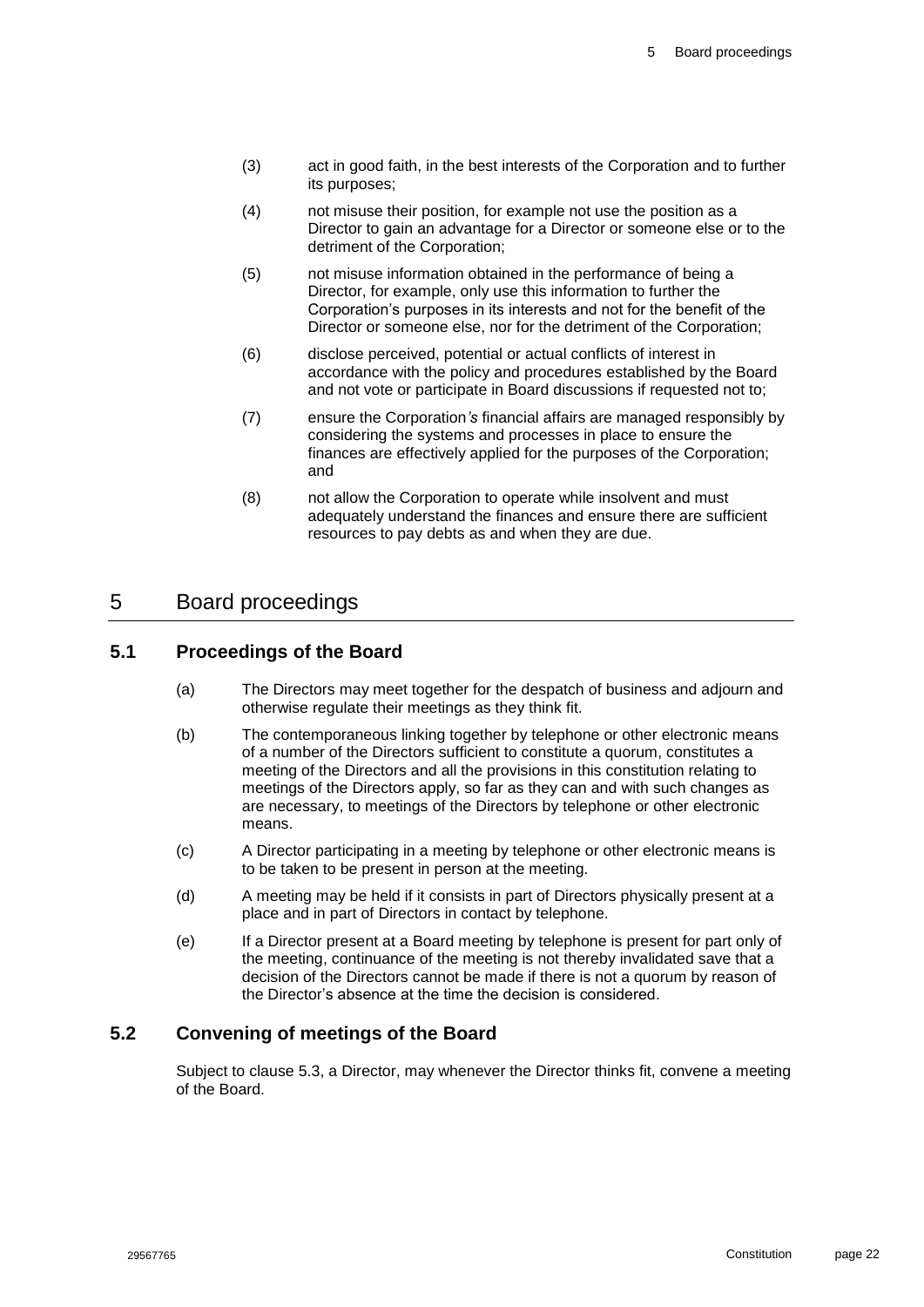(3) act in good faith, in the best interests of the Corporation and to further its purposes;

(4) not misuse their position, for example not use the position as a Director to gain an advantage for a Director or someone else or to the detriment of the Corporation;

(5) not misuse information obtained in the performance of being a Director, for example, only use this information to further the Corporation's purposes in its interests and not for the benefit of the Director or someone else, nor for the detriment of the Corporation;

(6) disclose perceived, potential or actual conflicts of interest in accordance with the policy and procedures established by the Board and not vote or participate in Board discussions if requested not to;

(7) ensure the Corporation's financial affairs are managed responsibly by considering the systems and processes in place to ensure the finances are effectively applied for the purposes of the Corporation; and

(8) not allow the Corporation to operate while insolvent and must adequately understand the finances and ensure there are sufficient resources to pay debts as and when they are due.

# 5 Board proceedings

## 5.1 Proceedings of the Board

(a) The Directors may meet together for the despatch of business and adjourn and otherwise regulate their meetings as they think fit.

(b) The contemporaneous linking together by telephone or other electronic means of a number of the Directors sufficient to constitute a quorum, constitutes a meeting of the Directors and all the provisions in this constitution relating to meetings of the Directors apply, so far as they can and with such changes as are necessary, to meetings of the Directors by telephone or other electronic means.

(c) A Director participating in a meeting by telephone or other electronic means is to be taken to be present in person at the meeting.

(d) A meeting may be held if it consists in part of Directors physically present at a place and in part of Directors in contact by telephone.

(e) If a Director present at a Board meeting by telephone is present for part only of the meeting, continuance of the meeting is not thereby invalidated save that a decision of the Directors cannot be made if there is not a quorum by reason of the Director's absence at the time the decision is considered.

## 5.2 Convening of meetings of the Board

Subject to clause 5.3, a Director, may whenever the Director thinks fit, convene a meeting of the Board.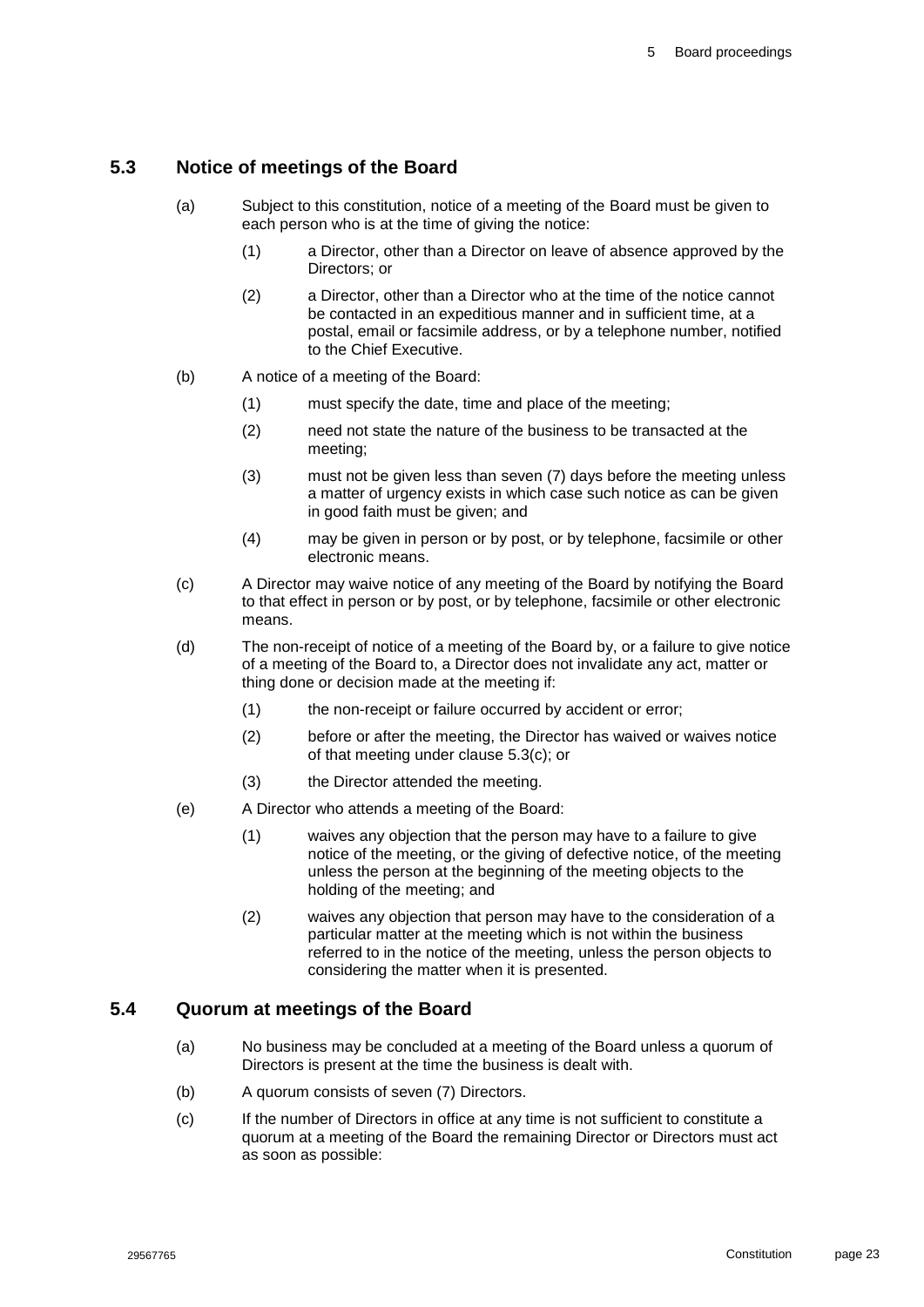## 5.3 Notice of meetings of the Board

(a) Subject to this constitution, notice of a meeting of the Board must be given to each person who is at the time of giving the notice:

  (1) a Director, other than a Director on leave of absence approved by the Directors; or

  (2) a Director, other than a Director who at the time of the notice cannot be contacted in an expeditious manner and in sufficient time, at a postal, email or facsimile address, or by a telephone number, notified to the Chief Executive.

(b) A notice of a meeting of the Board:

  (1) must specify the date, time and place of the meeting;

  (2) need not state the nature of the business to be transacted at the meeting;

  (3) must not be given less than seven (7) days before the meeting unless a matter of urgency exists in which case such notice as can be given in good faith must be given; and

  (4) may be given in person or by post, or by telephone, facsimile or other electronic means.

(c) A Director may waive notice of any meeting of the Board by notifying the Board to that effect in person or by post, or by telephone, facsimile or other electronic means.

(d) The non-receipt of notice of a meeting of the Board by, or a failure to give notice of a meeting of the Board to, a Director does not invalidate any act, matter or thing done or decision made at the meeting if:

  (1) the non-receipt or failure occurred by accident or error;

  (2) before or after the meeting, the Director has waived or waives notice of that meeting under clause 5.3(c); or

  (3) the Director attended the meeting.

(e) A Director who attends a meeting of the Board:

  (1) waives any objection that the person may have to a failure to give notice of the meeting, or the giving of defective notice, of the meeting unless the person at the beginning of the meeting objects to the holding of the meeting; and

  (2) waives any objection that person may have to the consideration of a particular matter at the meeting which is not within the business referred to in the notice of the meeting, unless the person objects to considering the matter when it is presented.

## 5.4 Quorum at meetings of the Board

(a) No business may be concluded at a meeting of the Board unless a quorum of Directors is present at the time the business is dealt with.

(b) A quorum consists of seven (7) Directors.

(c) If the number of Directors in office at any time is not sufficient to constitute a quorum at a meeting of the Board the remaining Director or Directors must act as soon as possible: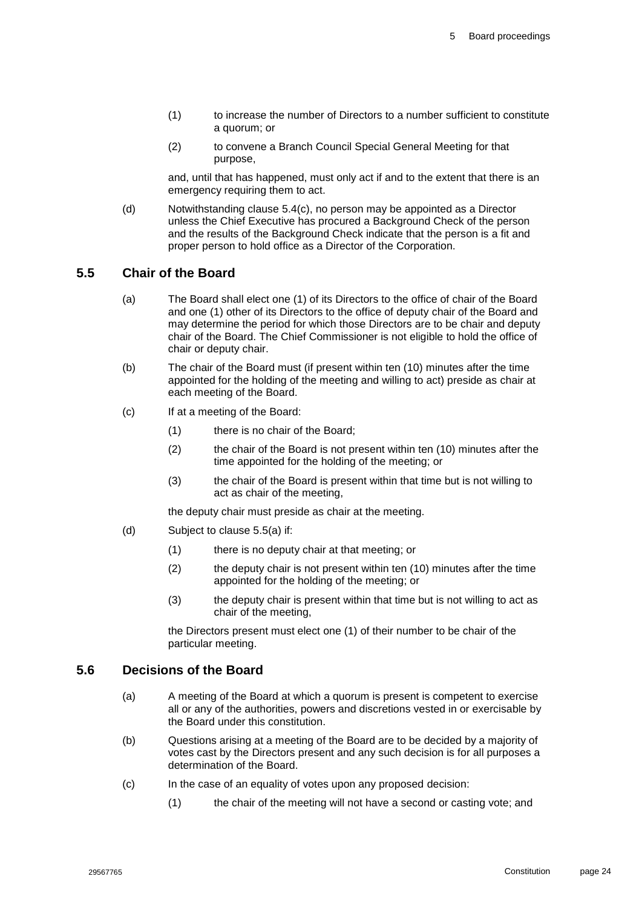(1) to increase the number of Directors to a number sufficient to constitute a quorum; or

(2) to convene a Branch Council Special General Meeting for that purpose,

and, until that has happened, must only act if and to the extent that there is an emergency requiring them to act.

(d) Notwithstanding clause 5.4(c), no person may be appointed as a Director unless the Chief Executive has procured a Background Check of the person and the results of the Background Check indicate that the person is a fit and proper person to hold office as a Director of the Corporation.

## 5.5 Chair of the Board

(a) The Board shall elect one (1) of its Directors to the office of chair of the Board and one (1) other of its Directors to the office of deputy chair of the Board and may determine the period for which those Directors are to be chair and deputy chair of the Board. The Chief Commissioner is not eligible to hold the office of chair or deputy chair.

(b) The chair of the Board must (if present within ten (10) minutes after the time appointed for the holding of the meeting and willing to act) preside as chair at each meeting of the Board.

(c) If at a meeting of the Board:

(1) there is no chair of the Board;

(2) the chair of the Board is not present within ten (10) minutes after the time appointed for the holding of the meeting; or

(3) the chair of the Board is present within that time but is not willing to act as chair of the meeting,

the deputy chair must preside as chair at the meeting.

(d) Subject to clause 5.5(a) if:

(1) there is no deputy chair at that meeting; or

(2) the deputy chair is not present within ten (10) minutes after the time appointed for the holding of the meeting; or

(3) the deputy chair is present within that time but is not willing to act as chair of the meeting,

the Directors present must elect one (1) of their number to be chair of the particular meeting.

## 5.6 Decisions of the Board

(a) A meeting of the Board at which a quorum is present is competent to exercise all or any of the authorities, powers and discretions vested in or exercisable by the Board under this constitution.

(b) Questions arising at a meeting of the Board are to be decided by a majority of votes cast by the Directors present and any such decision is for all purposes a determination of the Board.

(c) In the case of an equality of votes upon any proposed decision:

(1) the chair of the meeting will not have a second or casting vote; and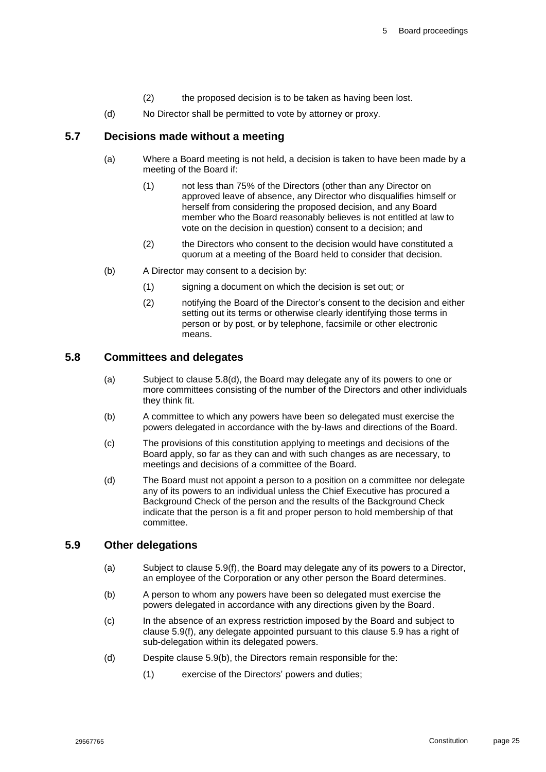(2) the proposed decision is to be taken as having been lost.

(d) No Director shall be permitted to vote by attorney or proxy.

## 5.7 Decisions made without a meeting

(a) Where a Board meeting is not held, a decision is taken to have been made by a meeting of the Board if:

(1) not less than 75% of the Directors (other than any Director on approved leave of absence, any Director who disqualifies himself or herself from considering the proposed decision, and any Board member who the Board reasonably believes is not entitled at law to vote on the decision in question) consent to a decision; and

(2) the Directors who consent to the decision would have constituted a quorum at a meeting of the Board held to consider that decision.

(b) A Director may consent to a decision by:

(1) signing a document on which the decision is set out; or

(2) notifying the Board of the Director's consent to the decision and either setting out its terms or otherwise clearly identifying those terms in person or by post, or by telephone, facsimile or other electronic means.

## 5.8 Committees and delegates

(a) Subject to clause 5.8(d), the Board may delegate any of its powers to one or more committees consisting of the number of the Directors and other individuals they think fit.

(b) A committee to which any powers have been so delegated must exercise the powers delegated in accordance with the by-laws and directions of the Board.

(c) The provisions of this constitution applying to meetings and decisions of the Board apply, so far as they can and with such changes as are necessary, to meetings and decisions of a committee of the Board.

(d) The Board must not appoint a person to a position on a committee nor delegate any of its powers to an individual unless the Chief Executive has procured a Background Check of the person and the results of the Background Check indicate that the person is a fit and proper person to hold membership of that committee.

## 5.9 Other delegations

(a) Subject to clause 5.9(f), the Board may delegate any of its powers to a Director, an employee of the Corporation or any other person the Board determines.

(b) A person to whom any powers have been so delegated must exercise the powers delegated in accordance with any directions given by the Board.

(c) In the absence of an express restriction imposed by the Board and subject to clause 5.9(f), any delegate appointed pursuant to this clause 5.9 has a right of sub-delegation within its delegated powers.

(d) Despite clause 5.9(b), the Directors remain responsible for the:

(1) exercise of the Directors' powers and duties;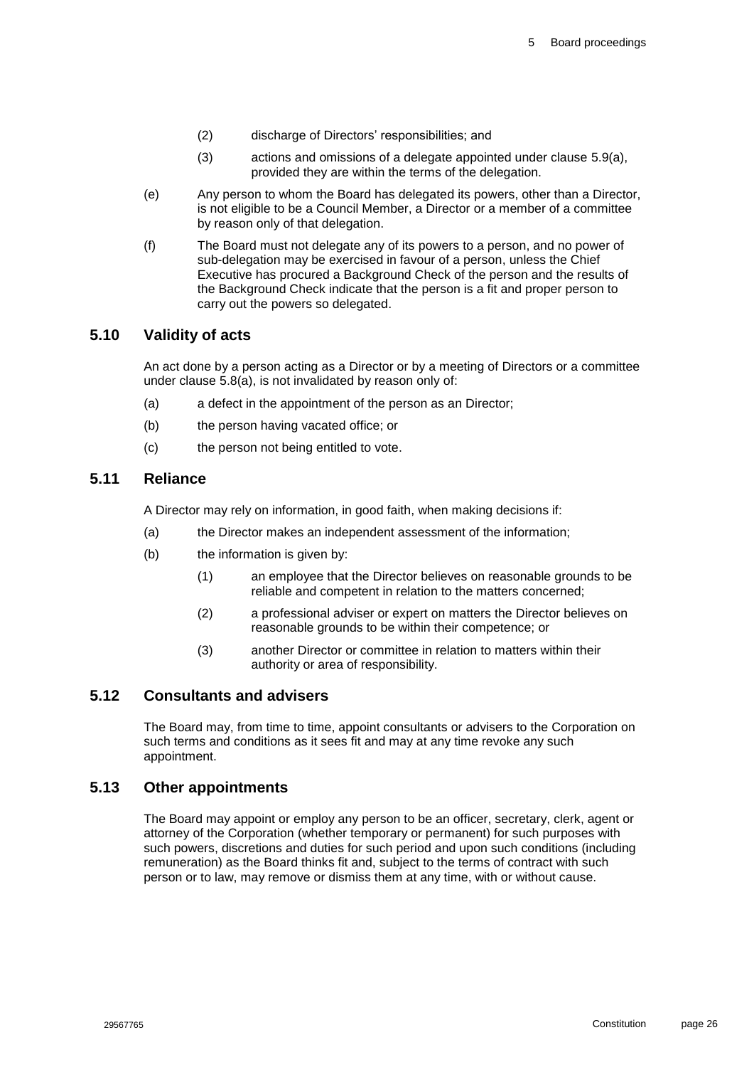(2) discharge of Directors' responsibilities; and

(3) actions and omissions of a delegate appointed under clause 5.9(a), provided they are within the terms of the delegation.

(e) Any person to whom the Board has delegated its powers, other than a Director, is not eligible to be a Council Member, a Director or a member of a committee by reason only of that delegation.

(f) The Board must not delegate any of its powers to a person, and no power of sub-delegation may be exercised in favour of a person, unless the Chief Executive has procured a Background Check of the person and the results of the Background Check indicate that the person is a fit and proper person to carry out the powers so delegated.

## 5.10 Validity of acts

An act done by a person acting as a Director or by a meeting of Directors or a committee under clause 5.8(a), is not invalidated by reason only of:

(a) a defect in the appointment of the person as an Director;

(b) the person having vacated office; or

(c) the person not being entitled to vote.

## 5.11 Reliance

A Director may rely on information, in good faith, when making decisions if:

(a) the Director makes an independent assessment of the information;

(b) the information is given by:

(1) an employee that the Director believes on reasonable grounds to be reliable and competent in relation to the matters concerned;

(2) a professional adviser or expert on matters the Director believes on reasonable grounds to be within their competence; or

(3) another Director or committee in relation to matters within their authority or area of responsibility.

## 5.12 Consultants and advisers

The Board may, from time to time, appoint consultants or advisers to the Corporation on such terms and conditions as it sees fit and may at any time revoke any such appointment.

## 5.13 Other appointments

The Board may appoint or employ any person to be an officer, secretary, clerk, agent or attorney of the Corporation (whether temporary or permanent) for such purposes with such powers, discretions and duties for such period and upon such conditions (including remuneration) as the Board thinks fit and, subject to the terms of contract with such person or to law, may remove or dismiss them at any time, with or without cause.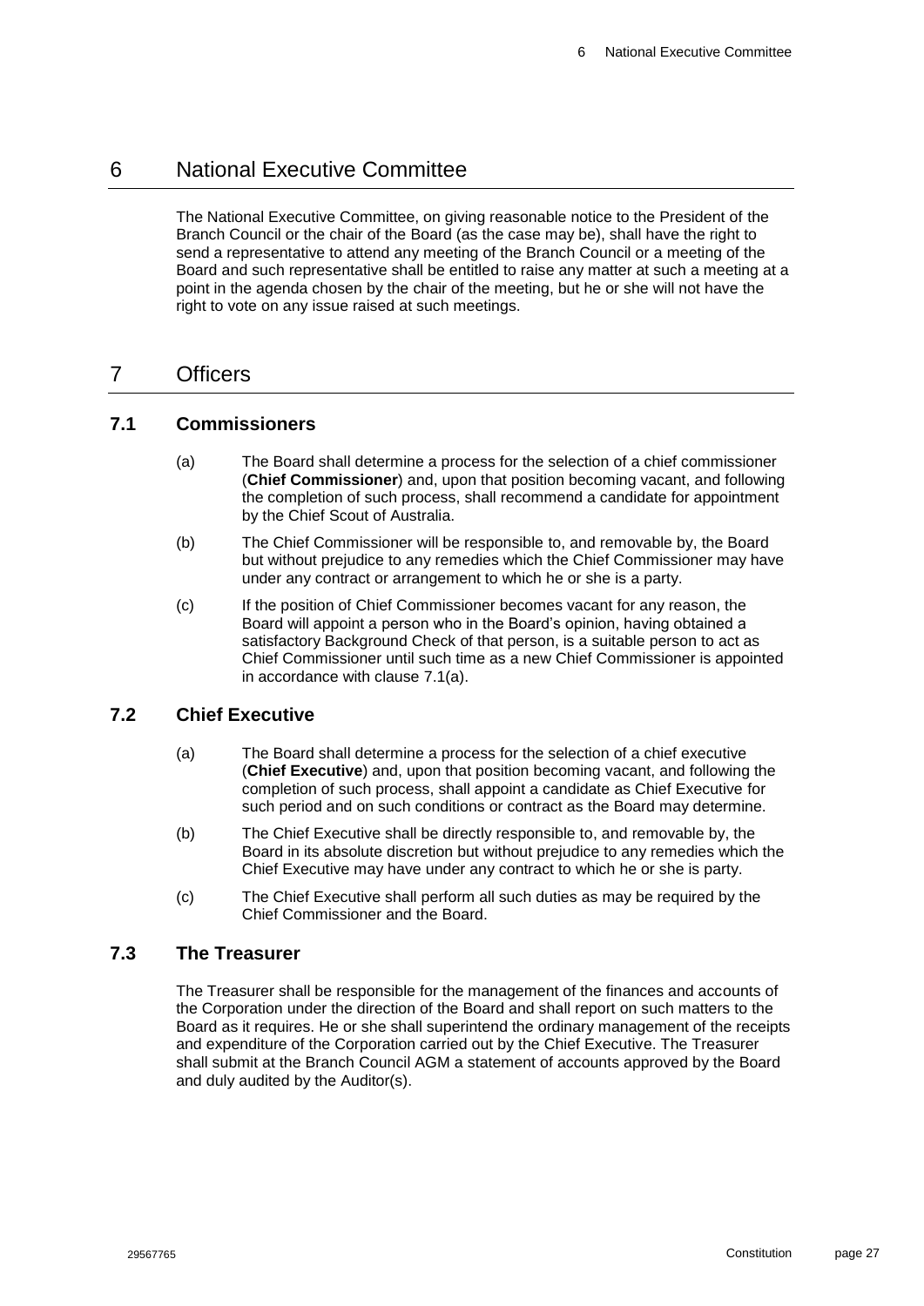# 6 National Executive Committee

The National Executive Committee, on giving reasonable notice to the President of the Branch Council or the chair of the Board (as the case may be), shall have the right to send a representative to attend any meeting of the Branch Council or a meeting of the Board and such representative shall be entitled to raise any matter at such a meeting at a point in the agenda chosen by the chair of the meeting, but he or she will not have the right to vote on any issue raised at such meetings.

# 7 Officers

## 7.1 Commissioners

(a) The Board shall determine a process for the selection of a chief commissioner (**Chief Commissioner**) and, upon that position becoming vacant, and following the completion of such process, shall recommend a candidate for appointment by the Chief Scout of Australia.

(b) The Chief Commissioner will be responsible to, and removable by, the Board but without prejudice to any remedies which the Chief Commissioner may have under any contract or arrangement to which he or she is a party.

(c) If the position of Chief Commissioner becomes vacant for any reason, the Board will appoint a person who in the Board's opinion, having obtained a satisfactory Background Check of that person, is a suitable person to act as Chief Commissioner until such time as a new Chief Commissioner is appointed in accordance with clause 7.1(a).

## 7.2 Chief Executive

(a) The Board shall determine a process for the selection of a chief executive (**Chief Executive**) and, upon that position becoming vacant, and following the completion of such process, shall appoint a candidate as Chief Executive for such period and on such conditions or contract as the Board may determine.

(b) The Chief Executive shall be directly responsible to, and removable by, the Board in its absolute discretion but without prejudice to any remedies which the Chief Executive may have under any contract to which he or she is party.

(c) The Chief Executive shall perform all such duties as may be required by the Chief Commissioner and the Board.

## 7.3 The Treasurer

The Treasurer shall be responsible for the management of the finances and accounts of the Corporation under the direction of the Board and shall report on such matters to the Board as it requires. He or she shall superintend the ordinary management of the receipts and expenditure of the Corporation carried out by the Chief Executive. The Treasurer shall submit at the Branch Council AGM a statement of accounts approved by the Board and duly audited by the Auditor(s).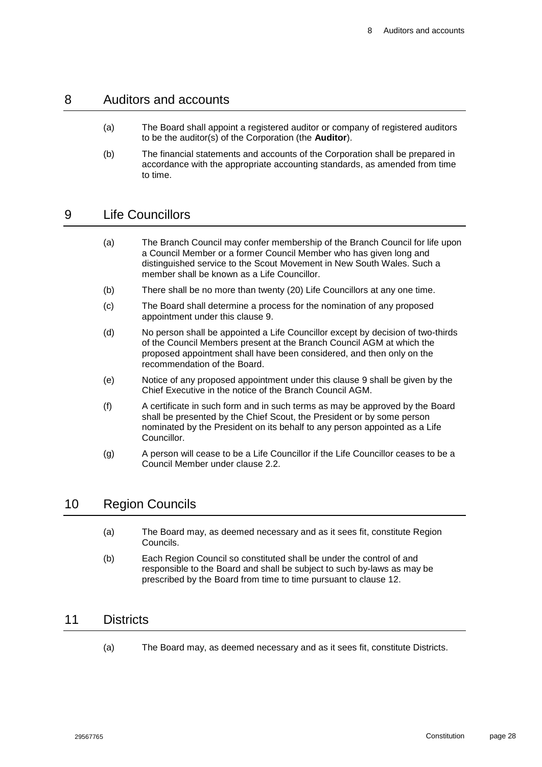# 8 Auditors and accounts

(a) The Board shall appoint a registered auditor or company of registered auditors to be the auditor(s) of the Corporation (the **Auditor**).

(b) The financial statements and accounts of the Corporation shall be prepared in accordance with the appropriate accounting standards, as amended from time to time.

# 9 Life Councillors

(a) The Branch Council may confer membership of the Branch Council for life upon a Council Member or a former Council Member who has given long and distinguished service to the Scout Movement in New South Wales. Such a member shall be known as a Life Councillor.

(b) There shall be no more than twenty (20) Life Councillors at any one time.

(c) The Board shall determine a process for the nomination of any proposed appointment under this clause 9.

(d) No person shall be appointed a Life Councillor except by decision of two-thirds of the Council Members present at the Branch Council AGM at which the proposed appointment shall have been considered, and then only on the recommendation of the Board.

(e) Notice of any proposed appointment under this clause 9 shall be given by the Chief Executive in the notice of the Branch Council AGM.

(f) A certificate in such form and in such terms as may be approved by the Board shall be presented by the Chief Scout, the President or by some person nominated by the President on its behalf to any person appointed as a Life Councillor.

(g) A person will cease to be a Life Councillor if the Life Councillor ceases to be a Council Member under clause 2.2.

# 10 Region Councils

(a) The Board may, as deemed necessary and as it sees fit, constitute Region Councils.

(b) Each Region Council so constituted shall be under the control of and responsible to the Board and shall be subject to such by-laws as may be prescribed by the Board from time to time pursuant to clause 12.

# 11 Districts

(a) The Board may, as deemed necessary and as it sees fit, constitute Districts.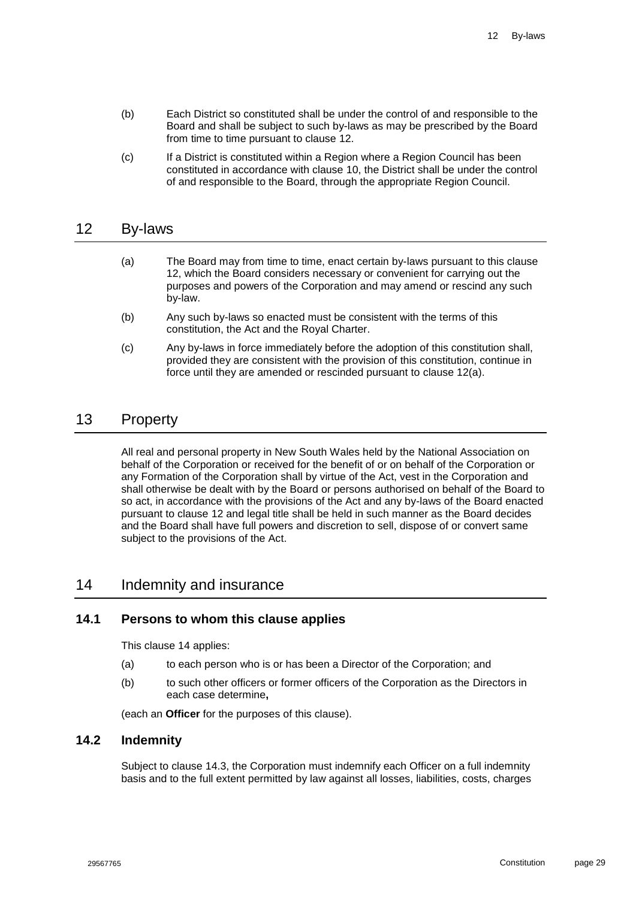(b) Each District so constituted shall be under the control of and responsible to the Board and shall be subject to such by-laws as may be prescribed by the Board from time to time pursuant to clause 12.

(c) If a District is constituted within a Region where a Region Council has been constituted in accordance with clause 10, the District shall be under the control of and responsible to the Board, through the appropriate Region Council.

## 12 By-laws

(a) The Board may from time to time, enact certain by-laws pursuant to this clause 12, which the Board considers necessary or convenient for carrying out the purposes and powers of the Corporation and may amend or rescind any such by-law.

(b) Any such by-laws so enacted must be consistent with the terms of this constitution, the Act and the Royal Charter.

(c) Any by-laws in force immediately before the adoption of this constitution shall, provided they are consistent with the provision of this constitution, continue in force until they are amended or rescinded pursuant to clause 12(a).

## 13 Property

All real and personal property in New South Wales held by the National Association on behalf of the Corporation or received for the benefit of or on behalf of the Corporation or any Formation of the Corporation shall by virtue of the Act, vest in the Corporation and shall otherwise be dealt with by the Board or persons authorised on behalf of the Board to so act, in accordance with the provisions of the Act and any by-laws of the Board enacted pursuant to clause 12 and legal title shall be held in such manner as the Board decides and the Board shall have full powers and discretion to sell, dispose of or convert same subject to the provisions of the Act.

## 14 Indemnity and insurance

### 14.1 Persons to whom this clause applies

This clause 14 applies:

(a) to each person who is or has been a Director of the Corporation; and

(b) to such other officers or former officers of the Corporation as the Directors in each case determine**,**

(each an **Officer** for the purposes of this clause).

### 14.2 Indemnity

Subject to clause 14.3, the Corporation must indemnify each Officer on a full indemnity basis and to the full extent permitted by law against all losses, liabilities, costs, charges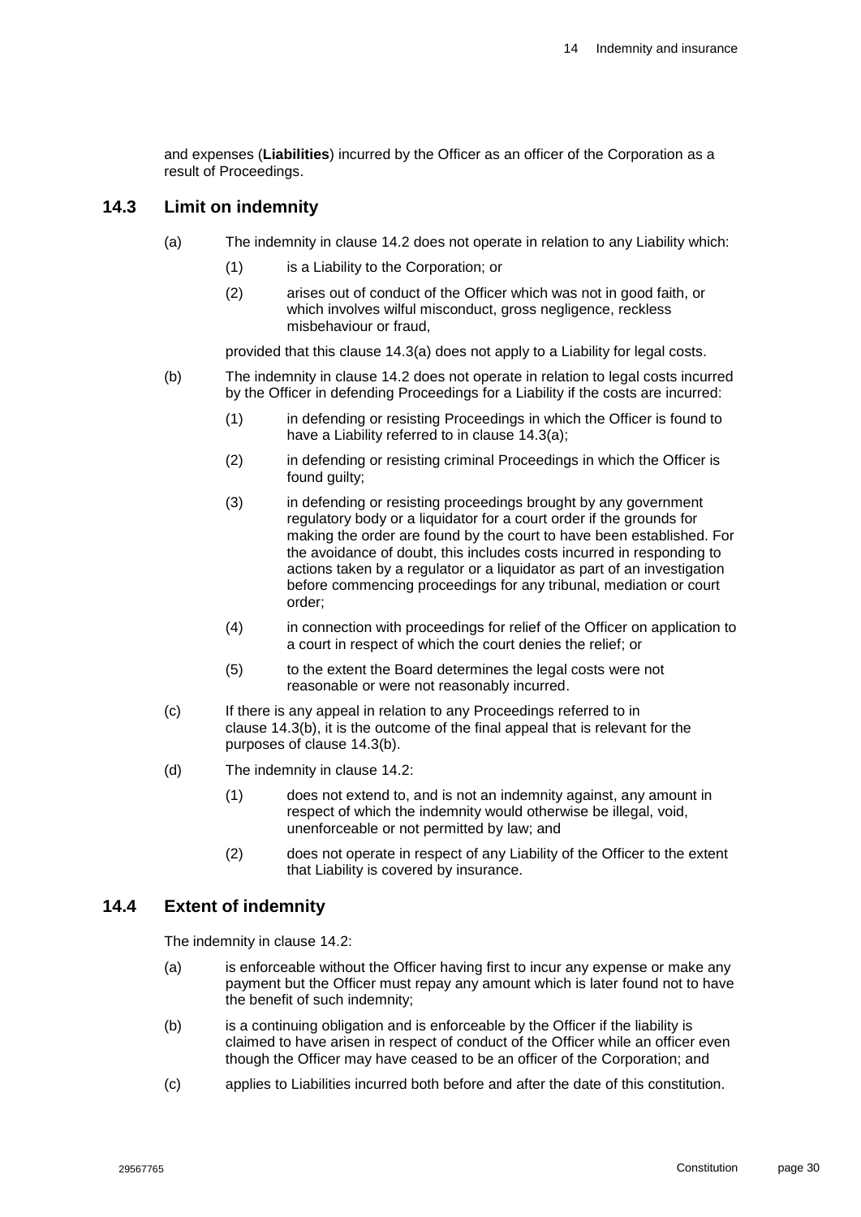and expenses (**Liabilities**) incurred by the Officer as an officer of the Corporation as a result of Proceedings.

## 14.3 Limit on indemnity

(a) The indemnity in clause 14.2 does not operate in relation to any Liability which:

(1) is a Liability to the Corporation; or

(2) arises out of conduct of the Officer which was not in good faith, or which involves wilful misconduct, gross negligence, reckless misbehaviour or fraud,

provided that this clause 14.3(a) does not apply to a Liability for legal costs.

(b) The indemnity in clause 14.2 does not operate in relation to legal costs incurred by the Officer in defending Proceedings for a Liability if the costs are incurred:

(1) in defending or resisting Proceedings in which the Officer is found to have a Liability referred to in clause 14.3(a);

(2) in defending or resisting criminal Proceedings in which the Officer is found guilty;

(3) in defending or resisting proceedings brought by any government regulatory body or a liquidator for a court order if the grounds for making the order are found by the court to have been established. For the avoidance of doubt, this includes costs incurred in responding to actions taken by a regulator or a liquidator as part of an investigation before commencing proceedings for any tribunal, mediation or court order;

(4) in connection with proceedings for relief of the Officer on application to a court in respect of which the court denies the relief; or

(5) to the extent the Board determines the legal costs were not reasonable or were not reasonably incurred.

(c) If there is any appeal in relation to any Proceedings referred to in clause 14.3(b), it is the outcome of the final appeal that is relevant for the purposes of clause 14.3(b).

(d) The indemnity in clause 14.2:

(1) does not extend to, and is not an indemnity against, any amount in respect of which the indemnity would otherwise be illegal, void, unenforceable or not permitted by law; and

(2) does not operate in respect of any Liability of the Officer to the extent that Liability is covered by insurance.

## 14.4 Extent of indemnity

The indemnity in clause 14.2:

(a) is enforceable without the Officer having first to incur any expense or make any payment but the Officer must repay any amount which is later found not to have the benefit of such indemnity;

(b) is a continuing obligation and is enforceable by the Officer if the liability is claimed to have arisen in respect of conduct of the Officer while an officer even though the Officer may have ceased to be an officer of the Corporation; and

(c) applies to Liabilities incurred both before and after the date of this constitution.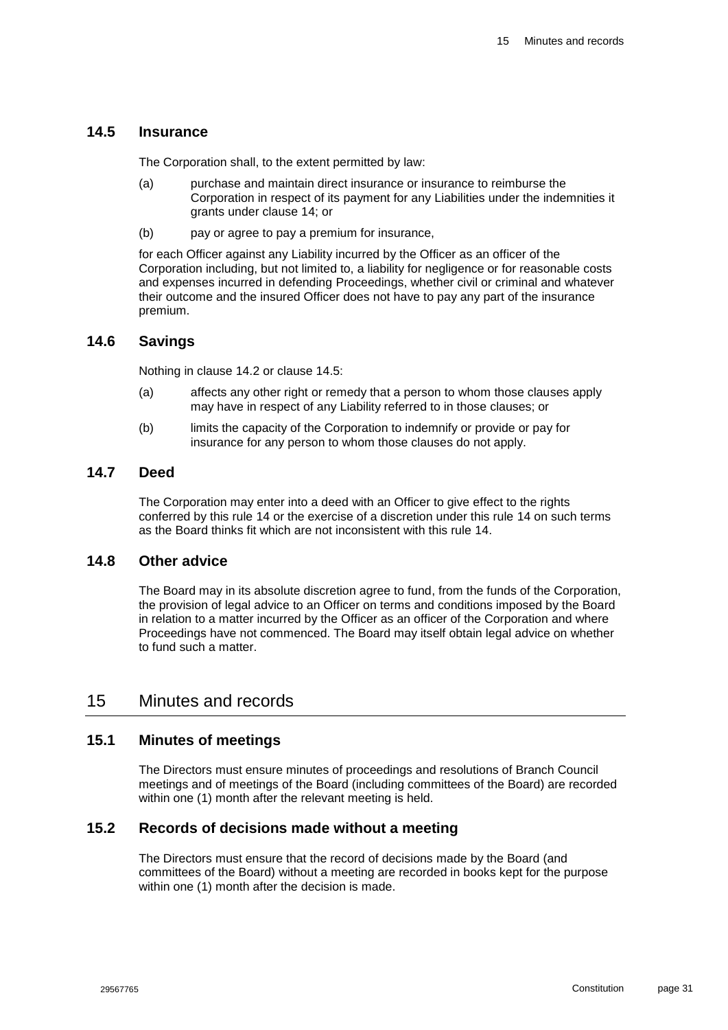### 14.5 Insurance

The Corporation shall, to the extent permitted by law:

(a) purchase and maintain direct insurance or insurance to reimburse the Corporation in respect of its payment for any Liabilities under the indemnities it grants under clause 14; or

(b) pay or agree to pay a premium for insurance,

for each Officer against any Liability incurred by the Officer as an officer of the Corporation including, but not limited to, a liability for negligence or for reasonable costs and expenses incurred in defending Proceedings, whether civil or criminal and whatever their outcome and the insured Officer does not have to pay any part of the insurance premium.

### 14.6 Savings

Nothing in clause 14.2 or clause 14.5:

(a) affects any other right or remedy that a person to whom those clauses apply may have in respect of any Liability referred to in those clauses; or

(b) limits the capacity of the Corporation to indemnify or provide or pay for insurance for any person to whom those clauses do not apply.

### 14.7 Deed

The Corporation may enter into a deed with an Officer to give effect to the rights conferred by this rule 14 or the exercise of a discretion under this rule 14 on such terms as the Board thinks fit which are not inconsistent with this rule 14.

### 14.8 Other advice

The Board may in its absolute discretion agree to fund, from the funds of the Corporation, the provision of legal advice to an Officer on terms and conditions imposed by the Board in relation to a matter incurred by the Officer as an officer of the Corporation and where Proceedings have not commenced. The Board may itself obtain legal advice on whether to fund such a matter.

## 15 Minutes and records

### 15.1 Minutes of meetings

The Directors must ensure minutes of proceedings and resolutions of Branch Council meetings and of meetings of the Board (including committees of the Board) are recorded within one (1) month after the relevant meeting is held.

### 15.2 Records of decisions made without a meeting

The Directors must ensure that the record of decisions made by the Board (and committees of the Board) without a meeting are recorded in books kept for the purpose within one (1) month after the decision is made.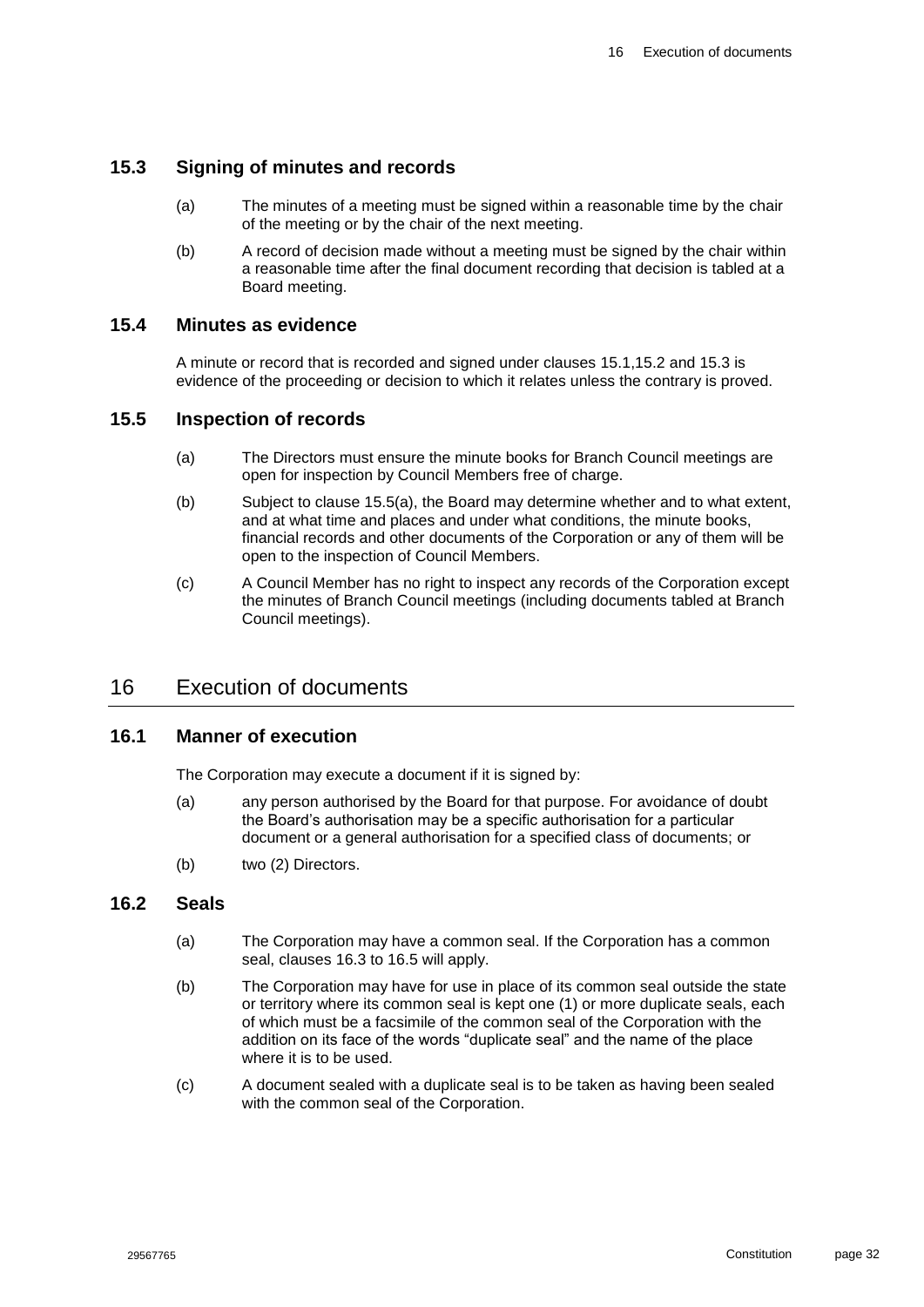### 15.3 Signing of minutes and records

(a) The minutes of a meeting must be signed within a reasonable time by the chair of the meeting or by the chair of the next meeting.

(b) A record of decision made without a meeting must be signed by the chair within a reasonable time after the final document recording that decision is tabled at a Board meeting.

### 15.4 Minutes as evidence

A minute or record that is recorded and signed under clauses 15.1,15.2 and 15.3 is evidence of the proceeding or decision to which it relates unless the contrary is proved.

### 15.5 Inspection of records

(a) The Directors must ensure the minute books for Branch Council meetings are open for inspection by Council Members free of charge.

(b) Subject to clause 15.5(a), the Board may determine whether and to what extent, and at what time and places and under what conditions, the minute books, financial records and other documents of the Corporation or any of them will be open to the inspection of Council Members.

(c) A Council Member has no right to inspect any records of the Corporation except the minutes of Branch Council meetings (including documents tabled at Branch Council meetings).

## 16 Execution of documents

### 16.1 Manner of execution

The Corporation may execute a document if it is signed by:

(a) any person authorised by the Board for that purpose. For avoidance of doubt the Board's authorisation may be a specific authorisation for a particular document or a general authorisation for a specified class of documents; or

(b) two (2) Directors.

### 16.2 Seals

(a) The Corporation may have a common seal. If the Corporation has a common seal, clauses 16.3 to 16.5 will apply.

(b) The Corporation may have for use in place of its common seal outside the state or territory where its common seal is kept one (1) or more duplicate seals, each of which must be a facsimile of the common seal of the Corporation with the addition on its face of the words "duplicate seal" and the name of the place where it is to be used.

(c) A document sealed with a duplicate seal is to be taken as having been sealed with the common seal of the Corporation.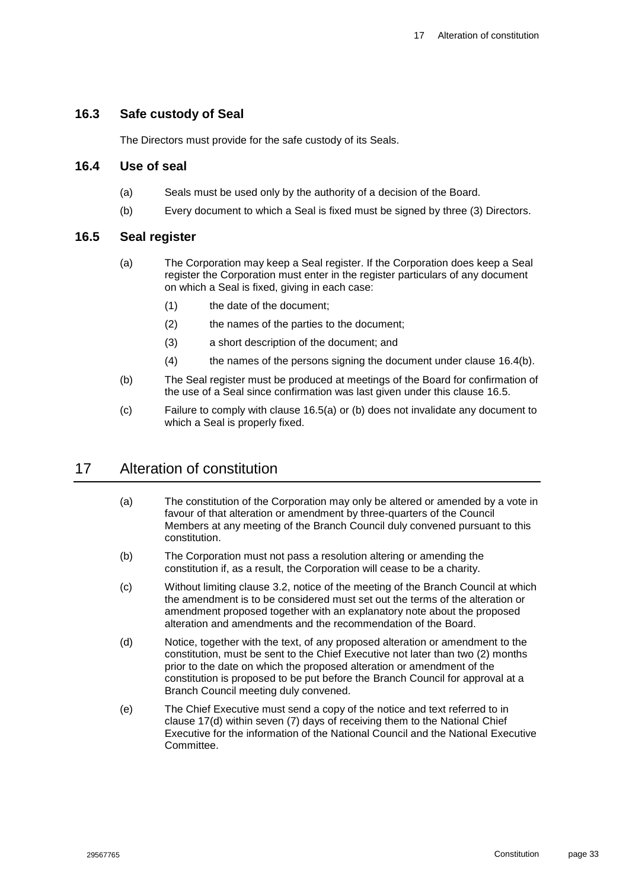### 16.3 Safe custody of Seal

The Directors must provide for the safe custody of its Seals.

### 16.4 Use of seal

(a) Seals must be used only by the authority of a decision of the Board.

(b) Every document to which a Seal is fixed must be signed by three (3) Directors.

### 16.5 Seal register

(a) The Corporation may keep a Seal register. If the Corporation does keep a Seal register the Corporation must enter in the register particulars of any document on which a Seal is fixed, giving in each case:

  (1) the date of the document;

  (2) the names of the parties to the document;

  (3) a short description of the document; and

  (4) the names of the persons signing the document under clause 16.4(b).

(b) The Seal register must be produced at meetings of the Board for confirmation of the use of a Seal since confirmation was last given under this clause 16.5.

(c) Failure to comply with clause 16.5(a) or (b) does not invalidate any document to which a Seal is properly fixed.

## 17 Alteration of constitution

(a) The constitution of the Corporation may only be altered or amended by a vote in favour of that alteration or amendment by three-quarters of the Council Members at any meeting of the Branch Council duly convened pursuant to this constitution.

(b) The Corporation must not pass a resolution altering or amending the constitution if, as a result, the Corporation will cease to be a charity.

(c) Without limiting clause 3.2, notice of the meeting of the Branch Council at which the amendment is to be considered must set out the terms of the alteration or amendment proposed together with an explanatory note about the proposed alteration and amendments and the recommendation of the Board.

(d) Notice, together with the text, of any proposed alteration or amendment to the constitution, must be sent to the Chief Executive not later than two (2) months prior to the date on which the proposed alteration or amendment of the constitution is proposed to be put before the Branch Council for approval at a Branch Council meeting duly convened.

(e) The Chief Executive must send a copy of the notice and text referred to in clause 17(d) within seven (7) days of receiving them to the National Chief Executive for the information of the National Council and the National Executive Committee.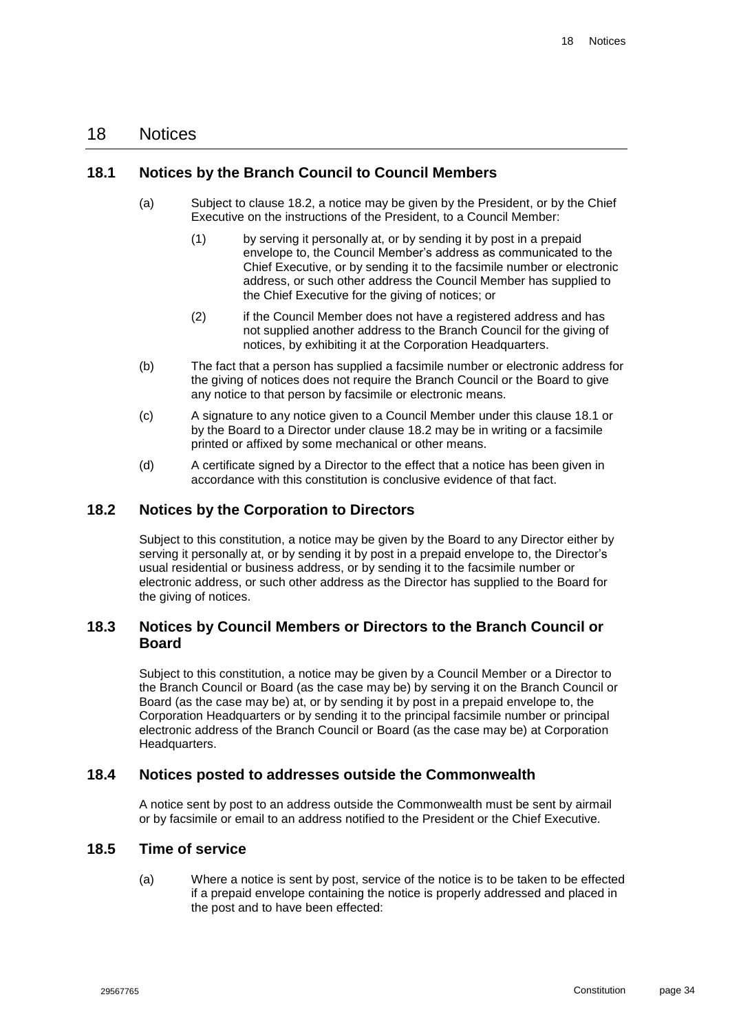# 18 Notices

## 18.1 Notices by the Branch Council to Council Members

(a) Subject to clause 18.2, a notice may be given by the President, or by the Chief Executive on the instructions of the President, to a Council Member:

(1) by serving it personally at, or by sending it by post in a prepaid envelope to, the Council Member's address as communicated to the Chief Executive, or by sending it to the facsimile number or electronic address, or such other address the Council Member has supplied to the Chief Executive for the giving of notices; or

(2) if the Council Member does not have a registered address and has not supplied another address to the Branch Council for the giving of notices, by exhibiting it at the Corporation Headquarters.

(b) The fact that a person has supplied a facsimile number or electronic address for the giving of notices does not require the Branch Council or the Board to give any notice to that person by facsimile or electronic means.

(c) A signature to any notice given to a Council Member under this clause 18.1 or by the Board to a Director under clause 18.2 may be in writing or a facsimile printed or affixed by some mechanical or other means.

(d) A certificate signed by a Director to the effect that a notice has been given in accordance with this constitution is conclusive evidence of that fact.

## 18.2 Notices by the Corporation to Directors

Subject to this constitution, a notice may be given by the Board to any Director either by serving it personally at, or by sending it by post in a prepaid envelope to, the Director's usual residential or business address, or by sending it to the facsimile number or electronic address, or such other address as the Director has supplied to the Board for the giving of notices.

## 18.3 Notices by Council Members or Directors to the Branch Council or Board

Subject to this constitution, a notice may be given by a Council Member or a Director to the Branch Council or Board (as the case may be) by serving it on the Branch Council or Board (as the case may be) at, or by sending it by post in a prepaid envelope to, the Corporation Headquarters or by sending it to the principal facsimile number or principal electronic address of the Branch Council or Board (as the case may be) at Corporation Headquarters.

## 18.4 Notices posted to addresses outside the Commonwealth

A notice sent by post to an address outside the Commonwealth must be sent by airmail or by facsimile or email to an address notified to the President or the Chief Executive.

## 18.5 Time of service

(a) Where a notice is sent by post, service of the notice is to be taken to be effected if a prepaid envelope containing the notice is properly addressed and placed in the post and to have been effected: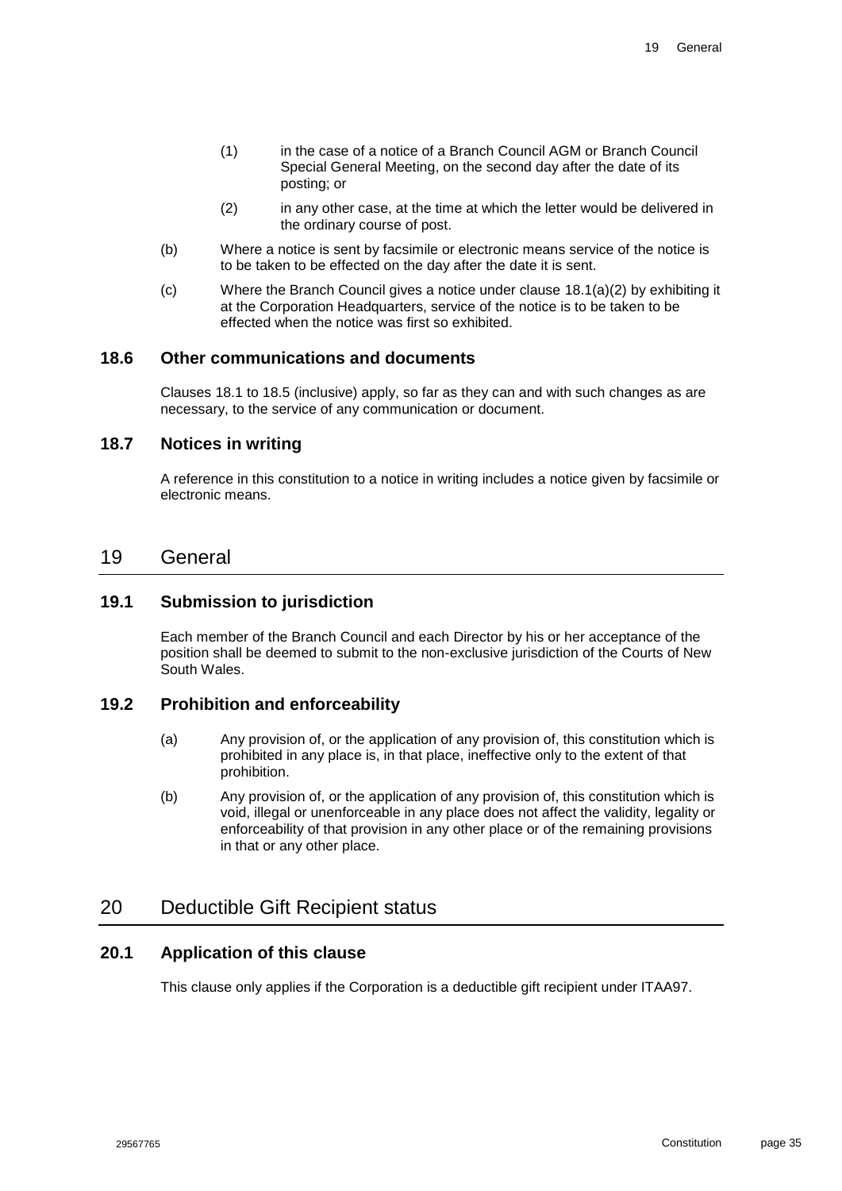(1) in the case of a notice of a Branch Council AGM or Branch Council Special General Meeting, on the second day after the date of its posting; or

(2) in any other case, at the time at which the letter would be delivered in the ordinary course of post.

(b) Where a notice is sent by facsimile or electronic means service of the notice is to be taken to be effected on the day after the date it is sent.

(c) Where the Branch Council gives a notice under clause 18.1(a)(2) by exhibiting it at the Corporation Headquarters, service of the notice is to be taken to be effected when the notice was first so exhibited.

### 18.6 Other communications and documents

Clauses 18.1 to 18.5 (inclusive) apply, so far as they can and with such changes as are necessary, to the service of any communication or document.

### 18.7 Notices in writing

A reference in this constitution to a notice in writing includes a notice given by facsimile or electronic means.

## 19 General

### 19.1 Submission to jurisdiction

Each member of the Branch Council and each Director by his or her acceptance of the position shall be deemed to submit to the non-exclusive jurisdiction of the Courts of New South Wales.

### 19.2 Prohibition and enforceability

(a) Any provision of, or the application of any provision of, this constitution which is prohibited in any place is, in that place, ineffective only to the extent of that prohibition.

(b) Any provision of, or the application of any provision of, this constitution which is void, illegal or unenforceable in any place does not affect the validity, legality or enforceability of that provision in any other place or of the remaining provisions in that or any other place.

## 20 Deductible Gift Recipient status

### 20.1 Application of this clause

This clause only applies if the Corporation is a deductible gift recipient under ITAA97.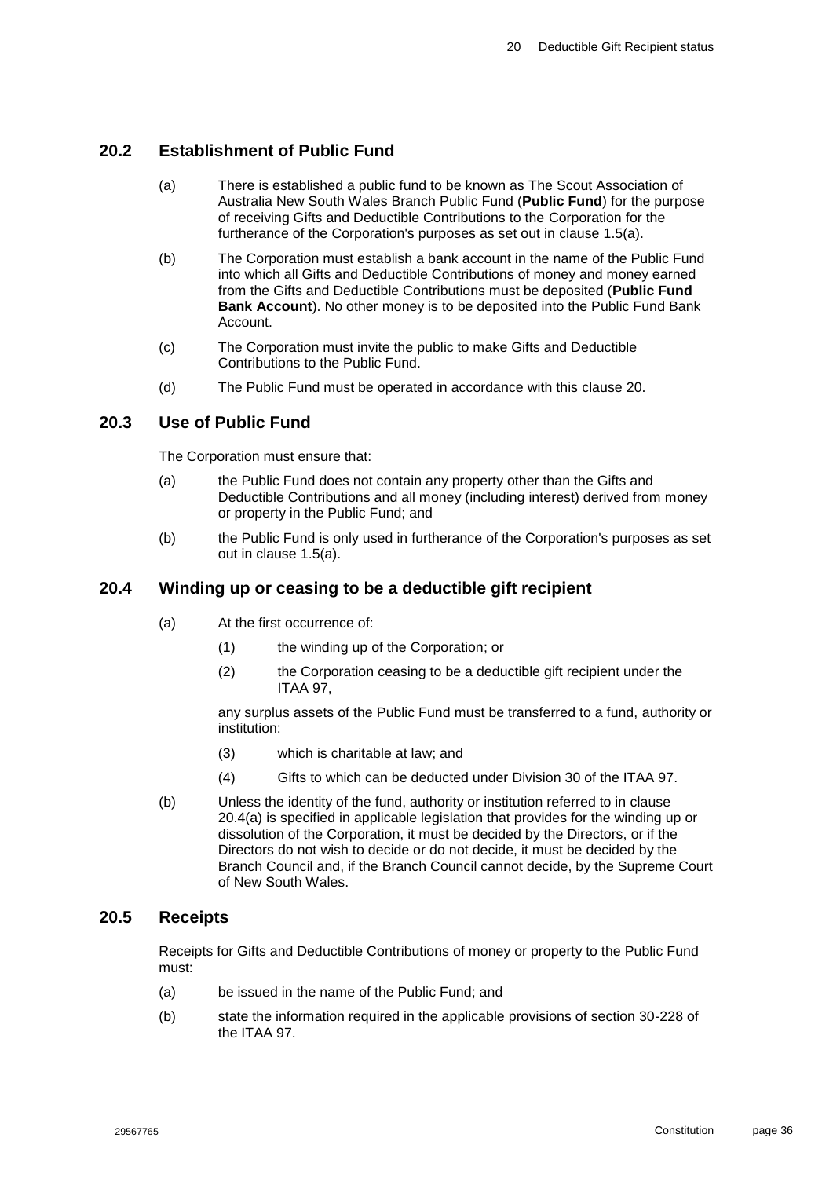## 20.2 Establishment of Public Fund

(a) There is established a public fund to be known as The Scout Association of Australia New South Wales Branch Public Fund (**Public Fund**) for the purpose of receiving Gifts and Deductible Contributions to the Corporation for the furtherance of the Corporation's purposes as set out in clause 1.5(a).

(b) The Corporation must establish a bank account in the name of the Public Fund into which all Gifts and Deductible Contributions of money and money earned from the Gifts and Deductible Contributions must be deposited (**Public Fund Bank Account**). No other money is to be deposited into the Public Fund Bank Account.

(c) The Corporation must invite the public to make Gifts and Deductible Contributions to the Public Fund.

(d) The Public Fund must be operated in accordance with this clause 20.

## 20.3 Use of Public Fund

The Corporation must ensure that:

(a) the Public Fund does not contain any property other than the Gifts and Deductible Contributions and all money (including interest) derived from money or property in the Public Fund; and

(b) the Public Fund is only used in furtherance of the Corporation's purposes as set out in clause 1.5(a).

## 20.4 Winding up or ceasing to be a deductible gift recipient

(a) At the first occurrence of:

(1) the winding up of the Corporation; or

(2) the Corporation ceasing to be a deductible gift recipient under the ITAA 97,

any surplus assets of the Public Fund must be transferred to a fund, authority or institution:

(3) which is charitable at law; and

(4) Gifts to which can be deducted under Division 30 of the ITAA 97.

(b) Unless the identity of the fund, authority or institution referred to in clause 20.4(a) is specified in applicable legislation that provides for the winding up or dissolution of the Corporation, it must be decided by the Directors, or if the Directors do not wish to decide or do not decide, it must be decided by the Branch Council and, if the Branch Council cannot decide, by the Supreme Court of New South Wales.

## 20.5 Receipts

Receipts for Gifts and Deductible Contributions of money or property to the Public Fund must:

(a) be issued in the name of the Public Fund; and

(b) state the information required in the applicable provisions of section 30-228 of the ITAA 97.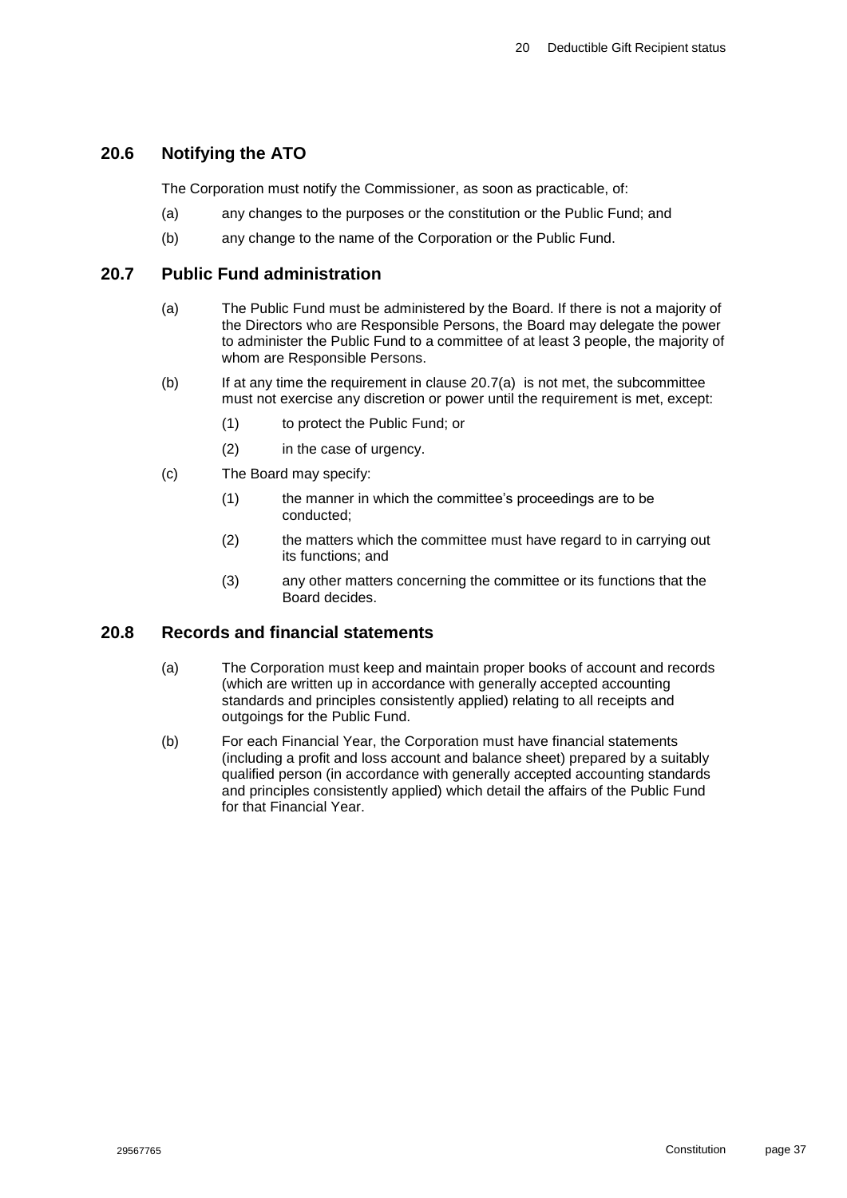## 20.6 Notifying the ATO

The Corporation must notify the Commissioner, as soon as practicable, of:

(a) any changes to the purposes or the constitution or the Public Fund; and

(b) any change to the name of the Corporation or the Public Fund.

## 20.7 Public Fund administration

(a) The Public Fund must be administered by the Board. If there is not a majority of the Directors who are Responsible Persons, the Board may delegate the power to administer the Public Fund to a committee of at least 3 people, the majority of whom are Responsible Persons.

(b) If at any time the requirement in clause 20.7(a) is not met, the subcommittee must not exercise any discretion or power until the requirement is met, except:

  (1) to protect the Public Fund; or

  (2) in the case of urgency.

(c) The Board may specify:

  (1) the manner in which the committee's proceedings are to be conducted;

  (2) the matters which the committee must have regard to in carrying out its functions; and

  (3) any other matters concerning the committee or its functions that the Board decides.

## 20.8 Records and financial statements

(a) The Corporation must keep and maintain proper books of account and records (which are written up in accordance with generally accepted accounting standards and principles consistently applied) relating to all receipts and outgoings for the Public Fund.

(b) For each Financial Year, the Corporation must have financial statements (including a profit and loss account and balance sheet) prepared by a suitably qualified person (in accordance with generally accepted accounting standards and principles consistently applied) which detail the affairs of the Public Fund for that Financial Year.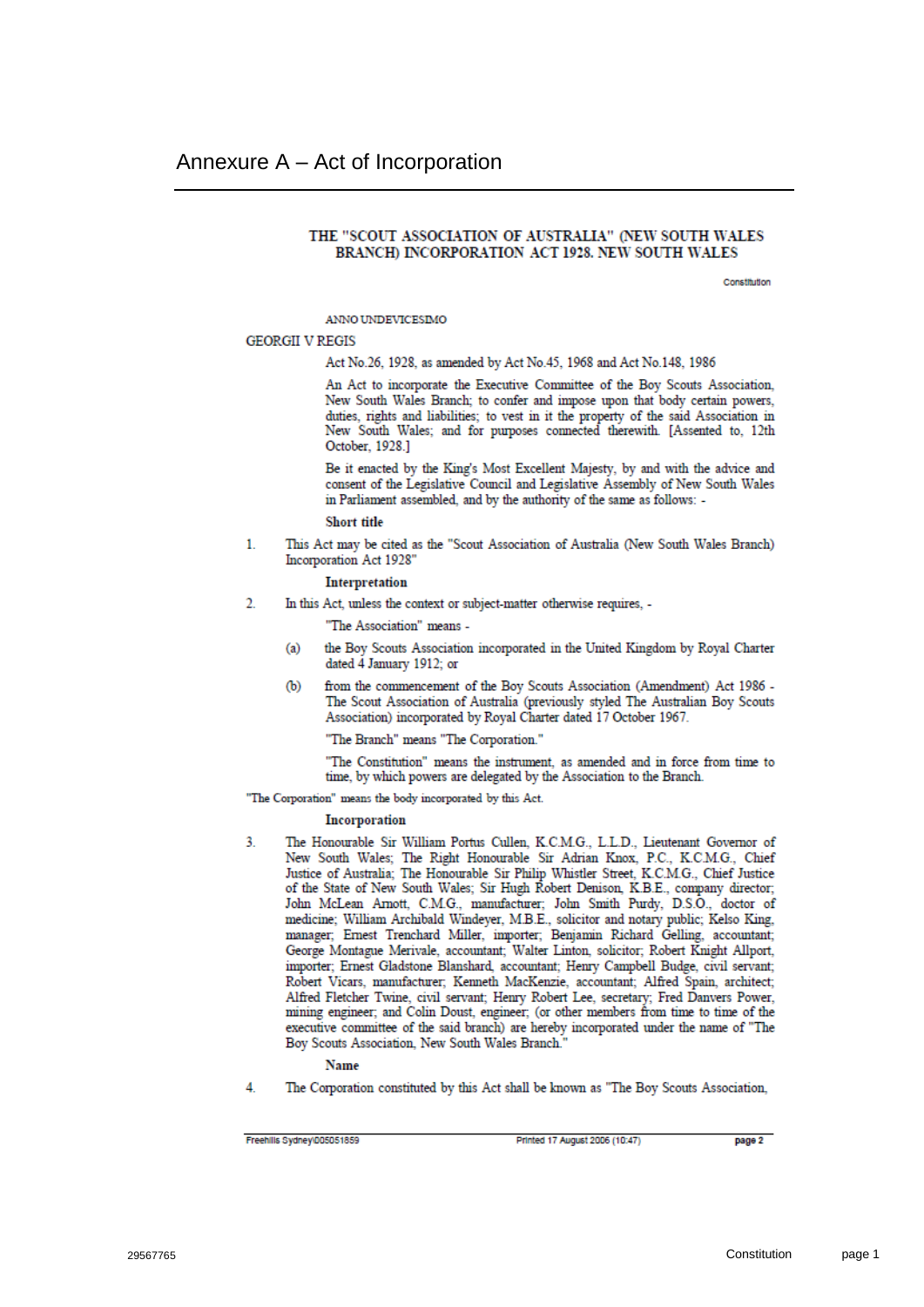# Annexure A – Act of Incorporation

**THE "SCOUT ASSOCIATION OF AUSTRALIA" (NEW SOUTH WALES BRANCH) INCORPORATION ACT 1928. NEW SOUTH WALES**

Constitution

ANNO UNDEVICESIMO

GEORGII V REGIS

Act No.26, 1928, as amended by Act No.45, 1968 and Act No.148, 1986

An Act to incorporate the Executive Committee of the Boy Scouts Association, New South Wales Branch; to confer and impose upon that body certain powers, duties, rights and liabilities; to vest in it the property of the said Association in New South Wales; and for purposes connected therewith. [Assented to, 12th October, 1928.]

Be it enacted by the King's Most Excellent Majesty, by and with the advice and consent of the Legislative Council and Legislative Assembly of New South Wales in Parliament assembled, and by the authority of the same as follows: -

**Short title**

1. This Act may be cited as the "Scout Association of Australia (New South Wales Branch) Incorporation Act 1928"

**Interpretation**

2. In this Act, unless the context or subject-matter otherwise requires, -

   "The Association" means -

   (a) the Boy Scouts Association incorporated in the United Kingdom by Royal Charter dated 4 January 1912; or

   (b) from the commencement of the Boy Scouts Association (Amendment) Act 1986 - The Scout Association of Australia (previously styled The Australian Boy Scouts Association) incorporated by Royal Charter dated 17 October 1967.

   "The Branch" means "The Corporation."

   "The Constitution" means the instrument, as amended and in force from time to time, by which powers are delegated by the Association to the Branch.

"The Corporation" means the body incorporated by this Act.

**Incorporation**

3. The Honourable Sir William Portus Cullen, K.C.M.G., L.L.D., Lieutenant Governor of New South Wales; The Right Honourable Sir Adrian Knox, P.C., K.C.M.G., Chief Justice of Australia; The Honourable Sir Philip Whistler Street, K.C.M.G., Chief Justice of the State of New South Wales; Sir Hugh Robert Denison, K.B.E., company director; John McLean Arnott, C.M.G., manufacturer; John Smith Purdy, D.S.O., doctor of medicine; William Archibald Windeyer, M.B.E., solicitor and notary public; Kelso King, manager; Ernest Trenchard Miller, importer; Benjamin Richard Gelling, accountant; George Montague Merivale, accountant; Walter Linton, solicitor; Robert Knight Allport, importer; Ernest Gladstone Blanshard, accountant; Henry Campbell Budge, civil servant; Robert Vicars, manufacturer; Kenneth MacKenzie, accountant; Alfred Spain, architect; Alfred Fletcher Twine, civil servant; Henry Robert Lee, secretary; Fred Danvers Power, mining engineer; and Colin Doust, engineer; (or other members from time to time of the executive committee of the said branch) are hereby incorporated under the name of "The Boy Scouts Association, New South Wales Branch."

**Name**

4. The Corporation constituted by this Act shall be known as "The Boy Scouts Association,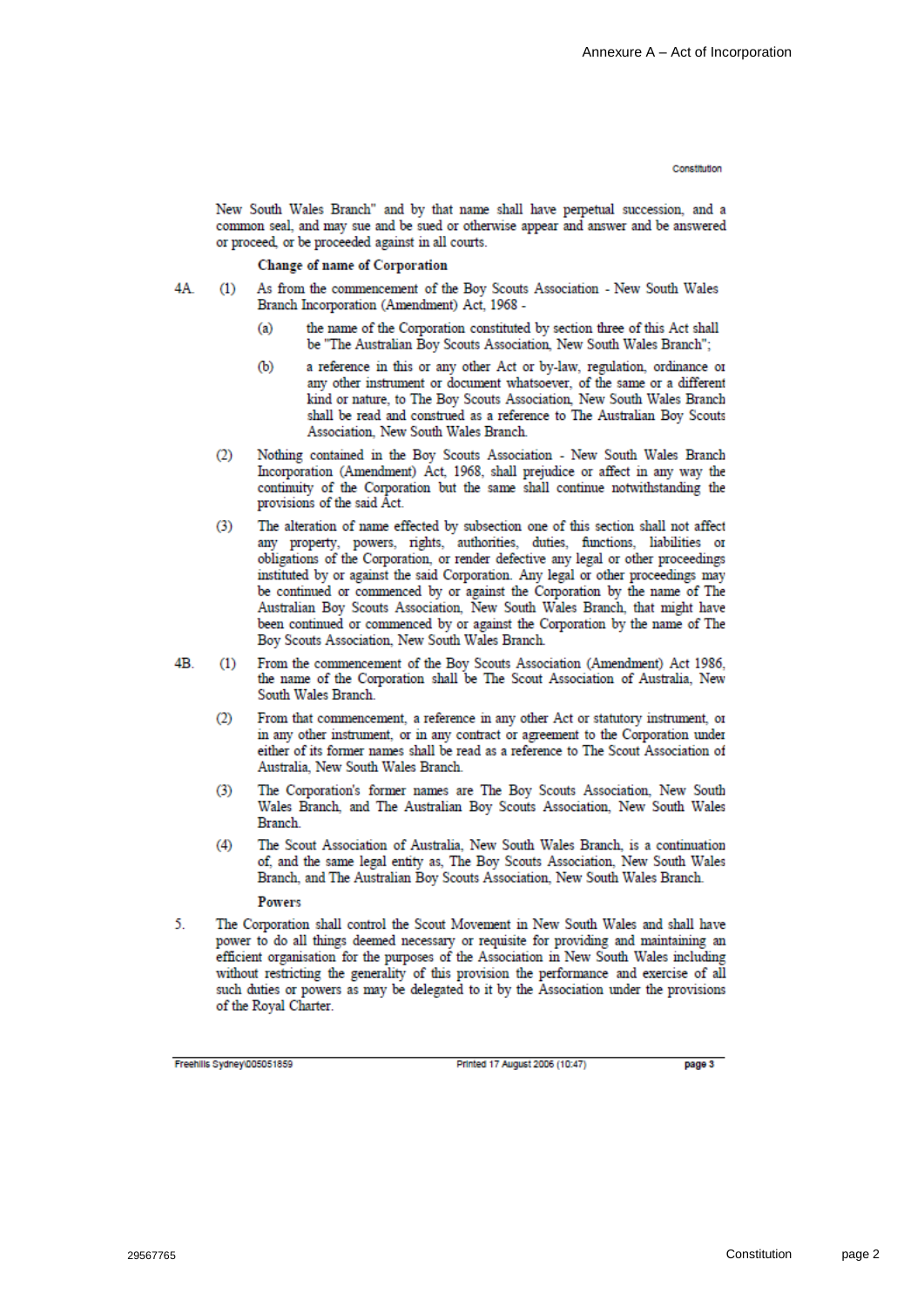New South Wales Branch" and by that name shall have perpetual succession, and a common seal, and may sue and be sued or otherwise appear and answer and be answered or proceed, or be proceeded against in all courts.

**Change of name of Corporation**

4A. (1) As from the commencement of the Boy Scouts Association - New South Wales Branch Incorporation (Amendment) Act, 1968 -

(a) the name of the Corporation constituted by section three of this Act shall be "The Australian Boy Scouts Association, New South Wales Branch";

(b) a reference in this or any other Act or by-law, regulation, ordinance or any other instrument or document whatsoever, of the same or a different kind or nature, to The Boy Scouts Association, New South Wales Branch shall be read and construed as a reference to The Australian Boy Scouts Association, New South Wales Branch.

(2) Nothing contained in the Boy Scouts Association - New South Wales Branch Incorporation (Amendment) Act, 1968, shall prejudice or affect in any way the continuity of the Corporation but the same shall continue notwithstanding the provisions of the said Act.

(3) The alteration of name effected by subsection one of this section shall not affect any property, powers, rights, authorities, duties, functions, liabilities or obligations of the Corporation, or render defective any legal or other proceedings instituted by or against the said Corporation. Any legal or other proceedings may be continued or commenced by or against the Corporation by the name of The Australian Boy Scouts Association, New South Wales Branch, that might have been continued or commenced by or against the Corporation by the name of The Boy Scouts Association, New South Wales Branch.

4B. (1) From the commencement of the Boy Scouts Association (Amendment) Act 1986, the name of the Corporation shall be The Scout Association of Australia, New South Wales Branch.

(2) From that commencement, a reference in any other Act or statutory instrument, or in any other instrument, or in any contract or agreement to the Corporation under either of its former names shall be read as a reference to The Scout Association of Australia, New South Wales Branch.

(3) The Corporation's former names are The Boy Scouts Association, New South Wales Branch, and The Australian Boy Scouts Association, New South Wales Branch.

(4) The Scout Association of Australia, New South Wales Branch, is a continuation of, and the same legal entity as, The Boy Scouts Association, New South Wales Branch, and The Australian Boy Scouts Association, New South Wales Branch.

**Powers**

5. The Corporation shall control the Scout Movement in New South Wales and shall have power to do all things deemed necessary or requisite for providing and maintaining an efficient organisation for the purposes of the Association in New South Wales including without restricting the generality of this provision the performance and exercise of all such duties or powers as may be delegated to it by the Association under the provisions of the Royal Charter.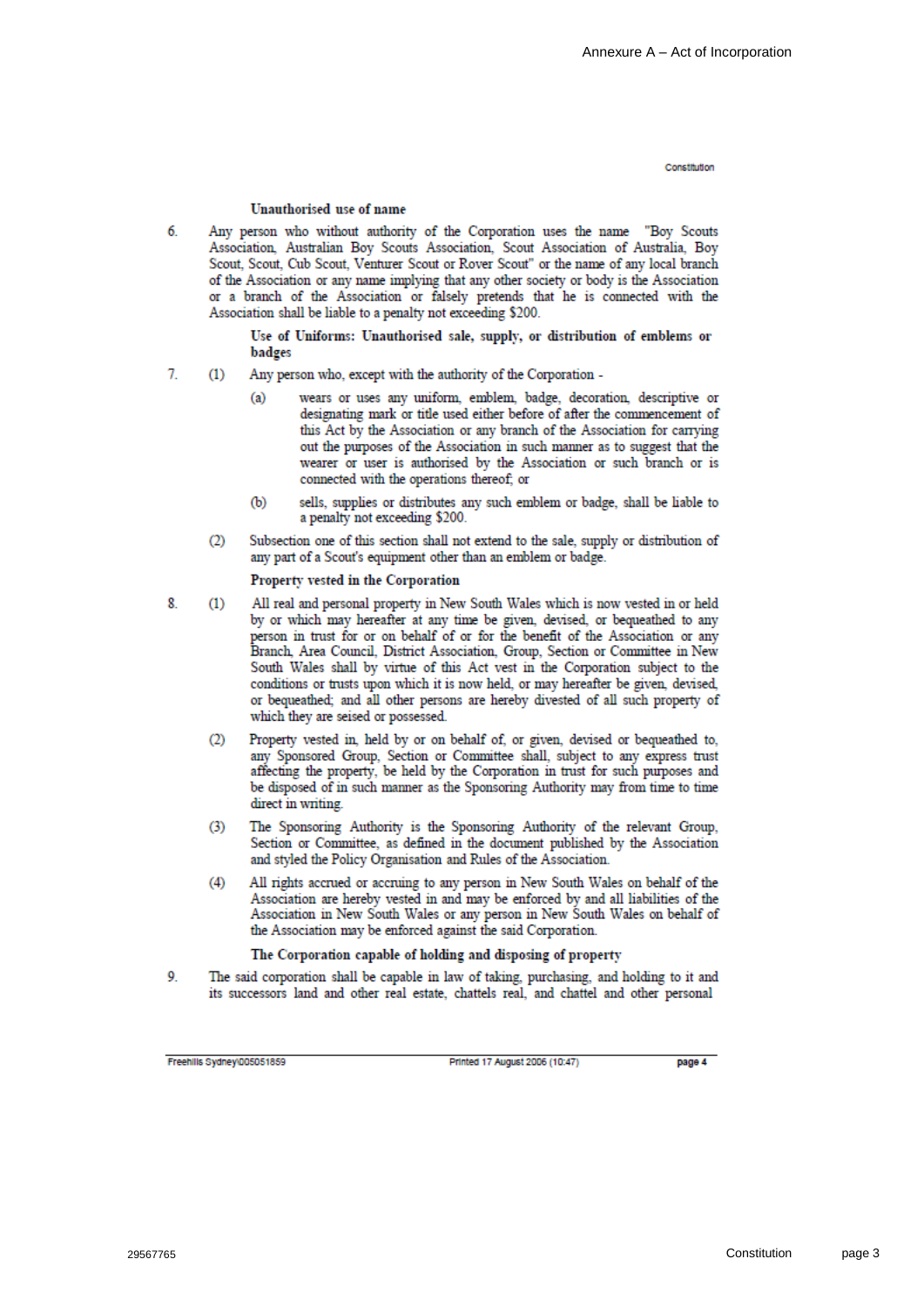### Unauthorised use of name

6. Any person who without authority of the Corporation uses the name "Boy Scouts Association, Australian Boy Scouts Association, Scout Association of Australia, Boy Scout, Scout, Cub Scout, Venturer Scout or Rover Scout" or the name of any local branch of the Association or any name implying that any other society or body is the Association or a branch of the Association or falsely pretends that he is connected with the Association shall be liable to a penalty not exceeding $200.

### Use of Uniforms: Unauthorised sale, supply, or distribution of emblems or badges

7. (1) Any person who, except with the authority of the Corporation -

    (a) wears or uses any uniform, emblem, badge, decoration, descriptive or designating mark or title used either before of after the commencement of this Act by the Association or any branch of the Association for carrying out the purposes of the Association in such manner as to suggest that the wearer or user is authorised by the Association or such branch or is connected with the operations thereof; or

    (b) sells, supplies or distributes any such emblem or badge, shall be liable to a penalty not exceeding $200.

   (2) Subsection one of this section shall not extend to the sale, supply or distribution of any part of a Scout's equipment other than an emblem or badge.

### Property vested in the Corporation

8. (1) All real and personal property in New South Wales which is now vested in or held by or which may hereafter at any time be given, devised, or bequeathed to any person in trust for or on behalf of or for the benefit of the Association or any Branch, Area Council, District Association, Group, Section or Committee in New South Wales shall by virtue of this Act vest in the Corporation subject to the conditions or trusts upon which it is now held, or may hereafter be given, devised, or bequeathed; and all other persons are hereby divested of all such property of which they are seised or possessed.

   (2) Property vested in, held by or on behalf of, or given, devised or bequeathed to, any Sponsored Group, Section or Committee shall, subject to any express trust affecting the property, be held by the Corporation in trust for such purposes and be disposed of in such manner as the Sponsoring Authority may from time to time direct in writing.

   (3) The Sponsoring Authority is the Sponsoring Authority of the relevant Group, Section or Committee, as defined in the document published by the Association and styled the Policy Organisation and Rules of the Association.

   (4) All rights accrued or accruing to any person in New South Wales on behalf of the Association are hereby vested in and may be enforced by and all liabilities of the Association in New South Wales or any person in New South Wales on behalf of the Association may be enforced against the said Corporation.

### The Corporation capable of holding and disposing of property

9. The said corporation shall be capable in law of taking, purchasing, and holding to it and its successors land and other real estate, chattels real, and chattel and other personal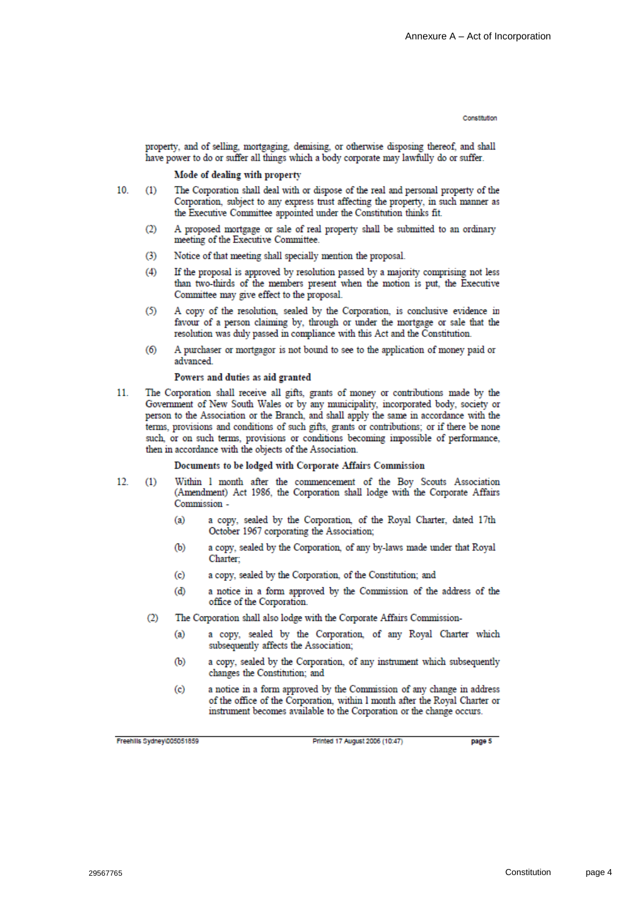property, and of selling, mortgaging, demising, or otherwise disposing thereof, and shall have power to do or suffer all things which a body corporate may lawfully do or suffer.

**Mode of dealing with property**

10. (1) The Corporation shall deal with or dispose of the real and personal property of the Corporation, subject to any express trust affecting the property, in such manner as the Executive Committee appointed under the Constitution thinks fit.

(2) A proposed mortgage or sale of real property shall be submitted to an ordinary meeting of the Executive Committee.

(3) Notice of that meeting shall specially mention the proposal.

(4) If the proposal is approved by resolution passed by a majority comprising not less than two-thirds of the members present when the motion is put, the Executive Committee may give effect to the proposal.

(5) A copy of the resolution, sealed by the Corporation, is conclusive evidence in favour of a person claiming by, through or under the mortgage or sale that the resolution was duly passed in compliance with this Act and the Constitution.

(6) A purchaser or mortgagor is not bound to see to the application of money paid or advanced.

**Powers and duties as aid granted**

11. The Corporation shall receive all gifts, grants of money or contributions made by the Government of New South Wales or by any municipality, incorporated body, society or person to the Association or the Branch, and shall apply the same in accordance with the terms, provisions and conditions of such gifts, grants or contributions; or if there be none such, or on such terms, provisions or conditions becoming impossible of performance, then in accordance with the objects of the Association.

**Documents to be lodged with Corporate Affairs Commission**

12. (1) Within 1 month after the commencement of the Boy Scouts Association (Amendment) Act 1986, the Corporation shall lodge with the Corporate Affairs Commission -

(a) a copy, sealed by the Corporation, of the Royal Charter, dated 17th October 1967 corporating the Association;

(b) a copy, sealed by the Corporation, of any by-laws made under that Royal Charter;

(c) a copy, sealed by the Corporation, of the Constitution; and

(d) a notice in a form approved by the Commission of the address of the office of the Corporation.

(2) The Corporation shall also lodge with the Corporate Affairs Commission-

(a) a copy, sealed by the Corporation, of any Royal Charter which subsequently affects the Association;

(b) a copy, sealed by the Corporation, of any instrument which subsequently changes the Constitution; and

(c) a notice in a form approved by the Commission of any change in address of the office of the Corporation, within 1 month after the Royal Charter or instrument becomes available to the Corporation or the change occurs.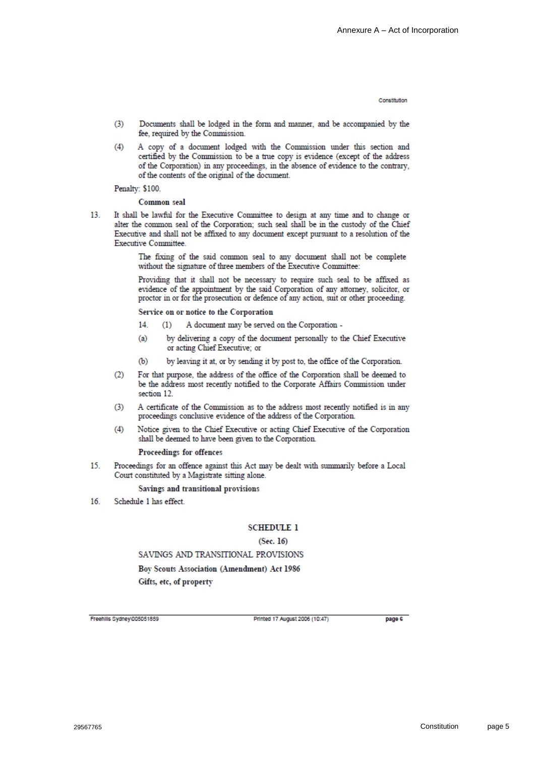(3) Documents shall be lodged in the form and manner, and be accompanied by the fee, required by the Commission.

(4) A copy of a document lodged with the Commission under this section and certified by the Commission to be a true copy is evidence (except of the address of the Corporation) in any proceedings, in the absence of evidence to the contrary, of the contents of the original of the document.

Penalty: $100.

**Common seal**

13. It shall be lawful for the Executive Committee to design at any time and to change or alter the common seal of the Corporation; such seal shall be in the custody of the Chief Executive and shall not be affixed to any document except pursuant to a resolution of the Executive Committee.

The fixing of the said common seal to any document shall not be complete without the signature of three members of the Executive Committee:

Providing that it shall not be necessary to require such seal to be affixed as evidence of the appointment by the said Corporation of any attorney, solicitor, or proctor in or for the prosecution or defence of any action, suit or other proceeding.

**Service on or notice to the Corporation**

14. (1) A document may be served on the Corporation -

(a) by delivering a copy of the document personally to the Chief Executive or acting Chief Executive; or

(b) by leaving it at, or by sending it by post to, the office of the Corporation.

(2) For that purpose, the address of the office of the Corporation shall be deemed to be the address most recently notified to the Corporate Affairs Commission under section 12.

(3) A certificate of the Commission as to the address most recently notified is in any proceedings conclusive evidence of the address of the Corporation.

(4) Notice given to the Chief Executive or acting Chief Executive of the Corporation shall be deemed to have been given to the Corporation.

**Proceedings for offences**

15. Proceedings for an offence against this Act may be dealt with summarily before a Local Court constituted by a Magistrate sitting alone.

**Savings and transitional provisions**

16. Schedule 1 has effect.

## SCHEDULE 1

(Sec. 16)

SAVINGS AND TRANSITIONAL PROVISIONS

**Boy Scouts Association (Amendment) Act 1986**

**Gifts, etc, of property**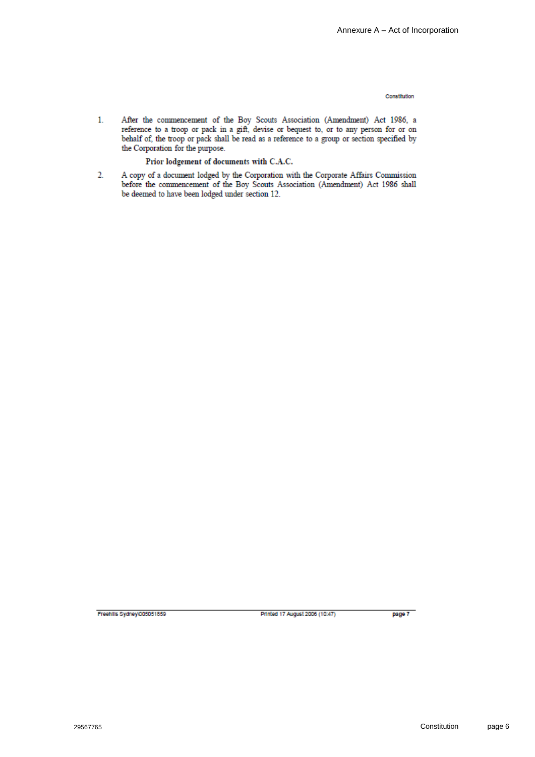1. After the commencement of the Boy Scouts Association (Amendment) Act 1986, a reference to a troop or pack in a gift, devise or bequest to, or to any person for or on behalf of, the troop or pack shall be read as a reference to a group or section specified by the Corporation for the purpose.

**Prior lodgement of documents with C.A.C.**

2. A copy of a document lodged by the Corporation with the Corporate Affairs Commission before the commencement of the Boy Scouts Association (Amendment) Act 1986 shall be deemed to have been lodged under section 12.